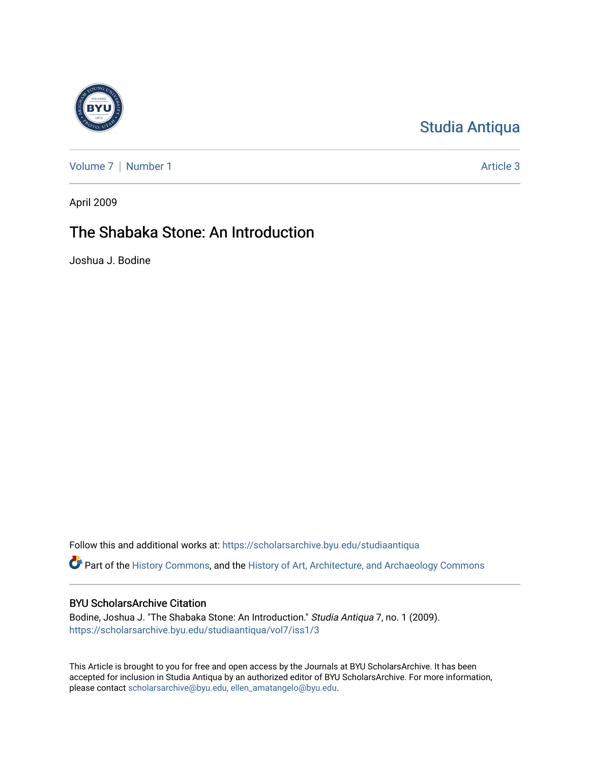Studia Antiqua

Volume 7 | Number 1 — Article 3

April 2009

# The Shabaka Stone: An Introduction

Joshua J. Bodine

Follow this and additional works at: https://scholarsarchive.byu.edu/studiaantiqua

Part of the History Commons, and the History of Art, Architecture, and Archaeology Commons

## BYU ScholarsArchive Citation

Bodine, Joshua J. "The Shabaka Stone: An Introduction." *Studia Antiqua* 7, no. 1 (2009).
https://scholarsarchive.byu.edu/studiaantiqua/vol7/iss1/3

This Article is brought to you for free and open access by the Journals at BYU ScholarsArchive. It has been accepted for inclusion in Studia Antiqua by an authorized editor of BYU ScholarsArchive. For more information, please contact scholarsarchive@byu.edu, ellen_amatangelo@byu.edu.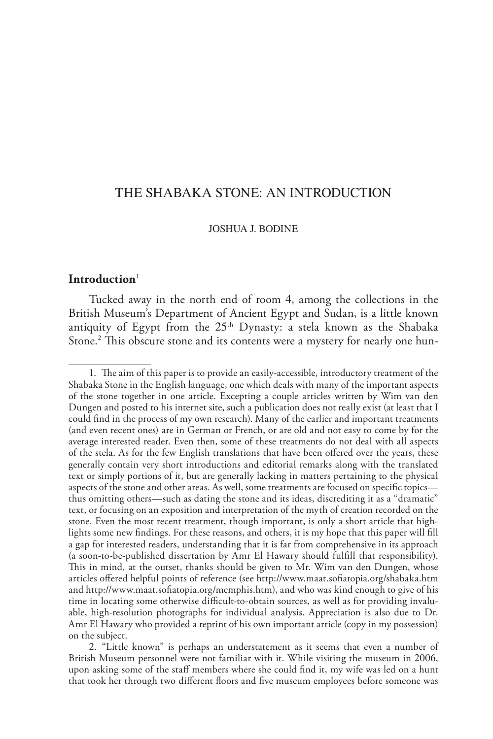# THE SHABAKA STONE: AN INTRODUCTION

JOSHUA J. BODINE

## Introduction[1]

Tucked away in the north end of room 4, among the collections in the British Museum's Department of Ancient Egypt and Sudan, is a little known antiquity of Egypt from the 25th Dynasty: a stela known as the Shabaka Stone.[2] This obscure stone and its contents were a mystery for nearly one hun-

---

1. The aim of this paper is to provide an easily-accessible, introductory treatment of the Shabaka Stone in the English language, one which deals with many of the important aspects of the stone together in one article. Excepting a couple articles written by Wim van den Dungen and posted to his internet site, such a publication does not really exist (at least that I could find in the process of my own research). Many of the earlier and important treatments (and even recent ones) are in German or French, or are old and not easy to come by for the average interested reader. Even then, some of these treatments do not deal with all aspects of the stela. As for the few English translations that have been offered over the years, these generally contain very short introductions and editorial remarks along with the translated text or simply portions of it, but are generally lacking in matters pertaining to the physical aspects of the stone and other areas. As well, some treatments are focused on specific topics—thus omitting others—such as dating the stone and its ideas, discrediting it as a "dramatic" text, or focusing on an exposition and interpretation of the myth of creation recorded on the stone. Even the most recent treatment, though important, is only a short article that highlights some new findings. For these reasons, and others, it is my hope that this paper will fill a gap for interested readers, understanding that it is far from comprehensive in its approach (a soon-to-be-published dissertation by Amr El Hawary should fulfill that responsibility). This in mind, at the outset, thanks should be given to Mr. Wim van den Dungen, whose articles offered helpful points of reference (see http://www.maat.sofiatopia.org/shabaka.htm and http://www.maat.sofiatopia.org/memphis.htm), and who was kind enough to give of his time in locating some otherwise difficult-to-obtain sources, as well as for providing invaluable, high-resolution photographs for individual analysis. Appreciation is also due to Dr. Amr El Hawary who provided a reprint of his own important article (copy in my possession) on the subject.

2. "Little known" is perhaps an understatement as it seems that even a number of British Museum personnel were not familiar with it. While visiting the museum in 2006, upon asking some of the staff members where she could find it, my wife was led on a hunt that took her through two different floors and five museum employees before someone was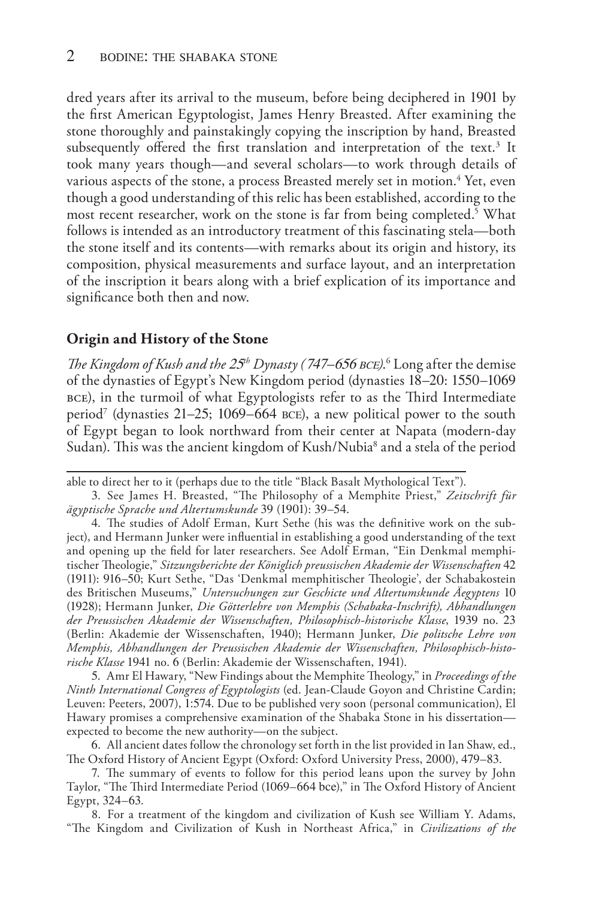dred years after its arrival to the museum, before being deciphered in 1901 by the first American Egyptologist, James Henry Breasted. After examining the stone thoroughly and painstakingly copying the inscription by hand, Breasted subsequently offered the first translation and interpretation of the text.[3] It took many years though—and several scholars—to work through details of various aspects of the stone, a process Breasted merely set in motion.[4] Yet, even though a good understanding of this relic has been established, according to the most recent researcher, work on the stone is far from being completed.[5] What follows is intended as an introductory treatment of this fascinating stela—both the stone itself and its contents—with remarks about its origin and history, its composition, physical measurements and surface layout, and an interpretation of the inscription it bears along with a brief explication of its importance and significance both then and now.

## Origin and History of the Stone

*The Kingdom of Kush and the 25th Dynasty (747–656 BCE).*[6] Long after the demise of the dynasties of Egypt's New Kingdom period (dynasties 18–20: 1550–1069 BCE), in the turmoil of what Egyptologists refer to as the Third Intermediate period[7] (dynasties 21–25; 1069–664 BCE), a new political power to the south of Egypt began to look northward from their center at Napata (modern-day Sudan). This was the ancient kingdom of Kush/Nubia[8] and a stela of the period

---

able to direct her to it (perhaps due to the title "Black Basalt Mythological Text").

3. See James H. Breasted, "The Philosophy of a Memphite Priest," *Zeitschrift für ägyptische Sprache und Altertumskunde* 39 (1901): 39–54.

4. The studies of Adolf Erman, Kurt Sethe (his was the definitive work on the subject), and Hermann Junker were influential in establishing a good understanding of the text and opening up the field for later researchers. See Adolf Erman, "Ein Denkmal memphitischer Theologie," *Sitzungsberichte der Königlich preussischen Akademie der Wissenschaften* 42 (1911): 916–50; Kurt Sethe, "Das 'Denkmal memphitischer Theologie', der Schabakostein des Britischen Museums," *Untersuchungen zur Geschicte und Altertumskunde Äegyptens* 10 (1928); Hermann Junker, *Die Götterlehre von Memphis (Schabaka-Inschrift), Abhandlungen der Preussischen Akademie der Wissenschaften, Philosophisch-historische Klasse*, 1939 no. 23 (Berlin: Akademie der Wissenschaften, 1940); Hermann Junker, *Die politsche Lehre von Memphis, Abhandlungen der Preussischen Akademie der Wissenschaften, Philosophisch-historische Klasse* 1941 no. 6 (Berlin: Akademie der Wissenschaften, 1941).

5. Amr El Hawary, "New Findings about the Memphite Theology," in *Proceedings of the Ninth International Congress of Egyptologists* (ed. Jean-Claude Goyon and Christine Cardin; Leuven: Peeters, 2007), 1:574. Due to be published very soon (personal communication), El Hawary promises a comprehensive examination of the Shabaka Stone in his dissertation—expected to become the new authority—on the subject.

6. All ancient dates follow the chronology set forth in the list provided in Ian Shaw, ed., The Oxford History of Ancient Egypt (Oxford: Oxford University Press, 2000), 479–83.

7. The summary of events to follow for this period leans upon the survey by John Taylor, "The Third Intermediate Period (1069–664 bce)," in The Oxford History of Ancient Egypt, 324–63.

8. For a treatment of the kingdom and civilization of Kush see William Y. Adams, "The Kingdom and Civilization of Kush in Northeast Africa," in *Civilizations of the*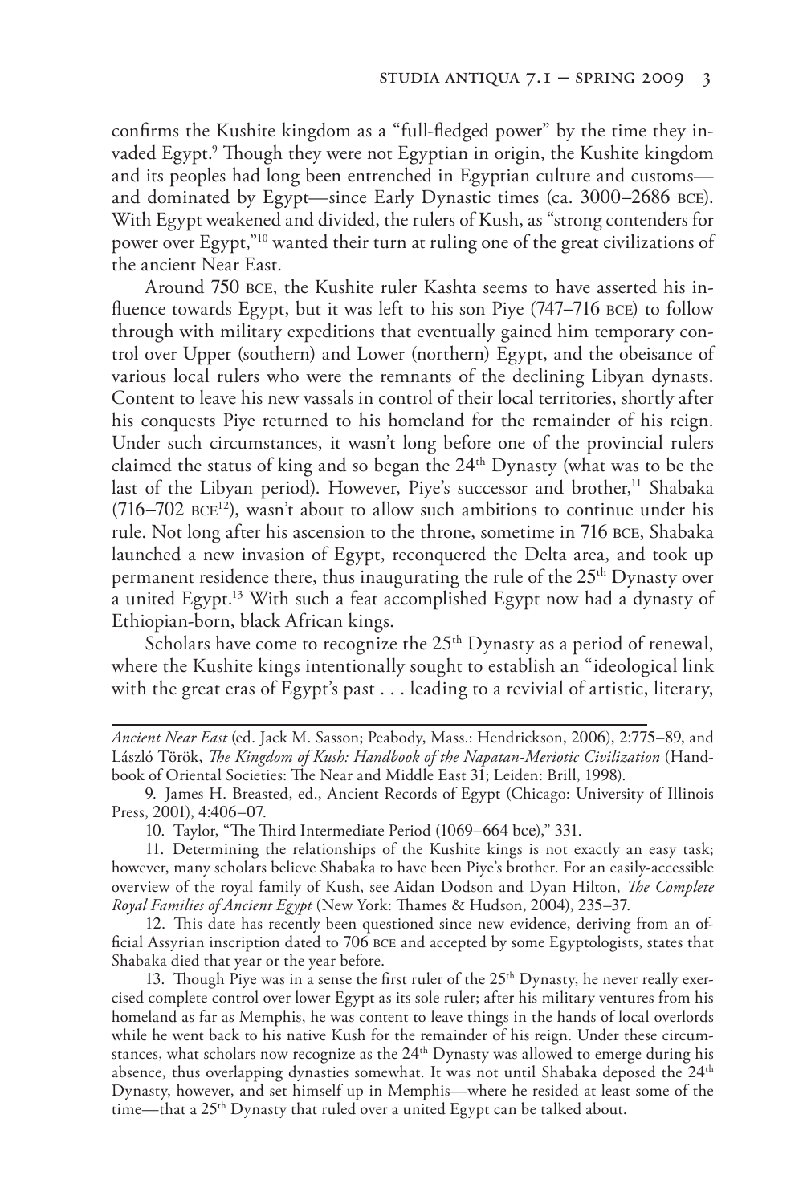confirms the Kushite kingdom as a "full-fledged power" by the time they invaded Egypt.[9] Though they were not Egyptian in origin, the Kushite kingdom and its peoples had long been entrenched in Egyptian culture and customs—and dominated by Egypt—since Early Dynastic times (ca. 3000–2686 BCE). With Egypt weakened and divided, the rulers of Kush, as "strong contenders for power over Egypt,"[10] wanted their turn at ruling one of the great civilizations of the ancient Near East.

Around 750 BCE, the Kushite ruler Kashta seems to have asserted his influence towards Egypt, but it was left to his son Piye (747–716 BCE) to follow through with military expeditions that eventually gained him temporary control over Upper (southern) and Lower (northern) Egypt, and the obeisance of various local rulers who were the remnants of the declining Libyan dynasts. Content to leave his new vassals in control of their local territories, shortly after his conquests Piye returned to his homeland for the remainder of his reign. Under such circumstances, it wasn't long before one of the provincial rulers claimed the status of king and so began the 24th Dynasty (what was to be the last of the Libyan period). However, Piye's successor and brother,[11] Shabaka (716–702 BCE[12]), wasn't about to allow such ambitions to continue under his rule. Not long after his ascension to the throne, sometime in 716 BCE, Shabaka launched a new invasion of Egypt, reconquered the Delta area, and took up permanent residence there, thus inaugurating the rule of the 25th Dynasty over a united Egypt.[13] With such a feat accomplished Egypt now had a dynasty of Ethiopian-born, black African kings.

Scholars have come to recognize the 25th Dynasty as a period of renewal, where the Kushite kings intentionally sought to establish an "ideological link with the great eras of Egypt's past . . . leading to a revival of artistic, literary,

---

*Ancient Near East* (ed. Jack M. Sasson; Peabody, Mass.: Hendrickson, 2006), 2:775–89, and László Török, *The Kingdom of Kush: Handbook of the Napatan-Meriotic Civilization* (Handbook of Oriental Societies: The Near and Middle East 31; Leiden: Brill, 1998).

9. James H. Breasted, ed., Ancient Records of Egypt (Chicago: University of Illinois Press, 2001), 4:406–07.

10. Taylor, "The Third Intermediate Period (1069–664 bce)," 331.

11. Determining the relationships of the Kushite kings is not exactly an easy task; however, many scholars believe Shabaka to have been Piye's brother. For an easily-accessible overview of the royal family of Kush, see Aidan Dodson and Dyan Hilton, *The Complete Royal Families of Ancient Egypt* (New York: Thames & Hudson, 2004), 235–37.

12. This date has recently been questioned since new evidence, deriving from an official Assyrian inscription dated to 706 BCE and accepted by some Egyptologists, states that Shabaka died that year or the year before.

13. Though Piye was in a sense the first ruler of the 25th Dynasty, he never really exercised complete control over lower Egypt as its sole ruler; after his military ventures from his homeland as far as Memphis, he was content to leave things in the hands of local overlords while he went back to his native Kush for the remainder of his reign. Under these circumstances, what scholars now recognize as the 24th Dynasty was allowed to emerge during his absence, thus overlapping dynasties somewhat. It was not until Shabaka deposed the 24th Dynasty, however, and set himself up in Memphis—where he resided at least some of the time—that a 25th Dynasty that ruled over a united Egypt can be talked about.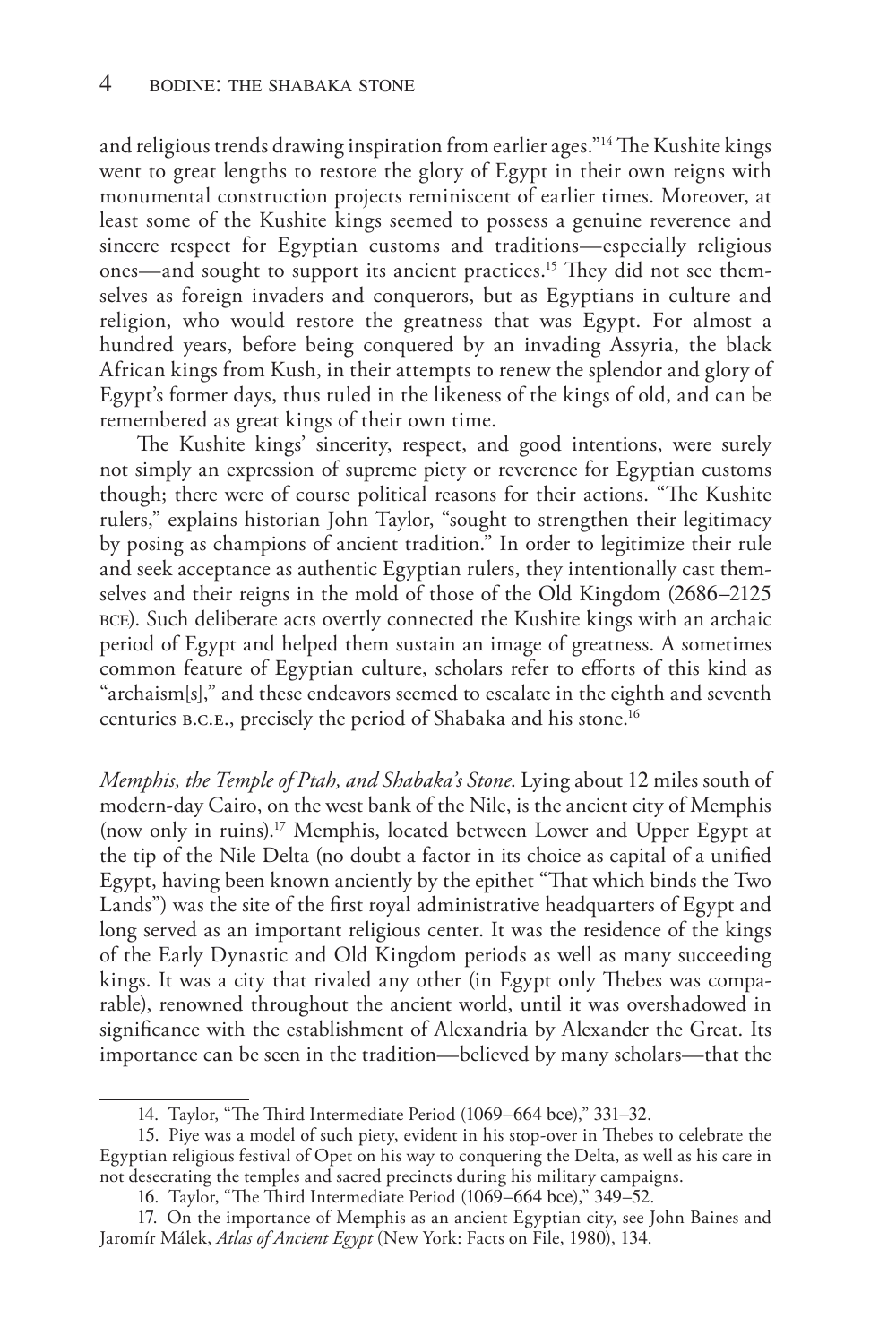and religious trends drawing inspiration from earlier ages."[14] The Kushite kings went to great lengths to restore the glory of Egypt in their own reigns with monumental construction projects reminiscent of earlier times. Moreover, at least some of the Kushite kings seemed to possess a genuine reverence and sincere respect for Egyptian customs and traditions—especially religious ones—and sought to support its ancient practices.[15] They did not see themselves as foreign invaders and conquerors, but as Egyptians in culture and religion, who would restore the greatness that was Egypt. For almost a hundred years, before being conquered by an invading Assyria, the black African kings from Kush, in their attempts to renew the splendor and glory of Egypt's former days, thus ruled in the likeness of the kings of old, and can be remembered as great kings of their own time.

The Kushite kings' sincerity, respect, and good intentions, were surely not simply an expression of supreme piety or reverence for Egyptian customs though; there were of course political reasons for their actions. "The Kushite rulers," explains historian John Taylor, "sought to strengthen their legitimacy by posing as champions of ancient tradition." In order to legitimize their rule and seek acceptance as authentic Egyptian rulers, they intentionally cast themselves and their reigns in the mold of those of the Old Kingdom (2686–2125 BCE). Such deliberate acts overtly connected the Kushite kings with an archaic period of Egypt and helped them sustain an image of greatness. A sometimes common feature of Egyptian culture, scholars refer to efforts of this kind as "archaism[s]," and these endeavors seemed to escalate in the eighth and seventh centuries B.C.E., precisely the period of Shabaka and his stone.[16]

*Memphis, the Temple of Ptah, and Shabaka's Stone*. Lying about 12 miles south of modern-day Cairo, on the west bank of the Nile, is the ancient city of Memphis (now only in ruins).[17] Memphis, located between Lower and Upper Egypt at the tip of the Nile Delta (no doubt a factor in its choice as capital of a unified Egypt, having been known anciently by the epithet "That which binds the Two Lands") was the site of the first royal administrative headquarters of Egypt and long served as an important religious center. It was the residence of the kings of the Early Dynastic and Old Kingdom periods as well as many succeeding kings. It was a city that rivaled any other (in Egypt only Thebes was comparable), renowned throughout the ancient world, until it was overshadowed in significance with the establishment of Alexandria by Alexander the Great. Its importance can be seen in the tradition—believed by many scholars—that the

---

14. Taylor, "The Third Intermediate Period (1069–664 bce)," 331–32.

15. Piye was a model of such piety, evident in his stop-over in Thebes to celebrate the Egyptian religious festival of Opet on his way to conquering the Delta, as well as his care in not desecrating the temples and sacred precincts during his military campaigns.

16. Taylor, "The Third Intermediate Period (1069–664 bce)," 349–52.

17. On the importance of Memphis as an ancient Egyptian city, see John Baines and Jaromír Málek, *Atlas of Ancient Egypt* (New York: Facts on File, 1980), 134.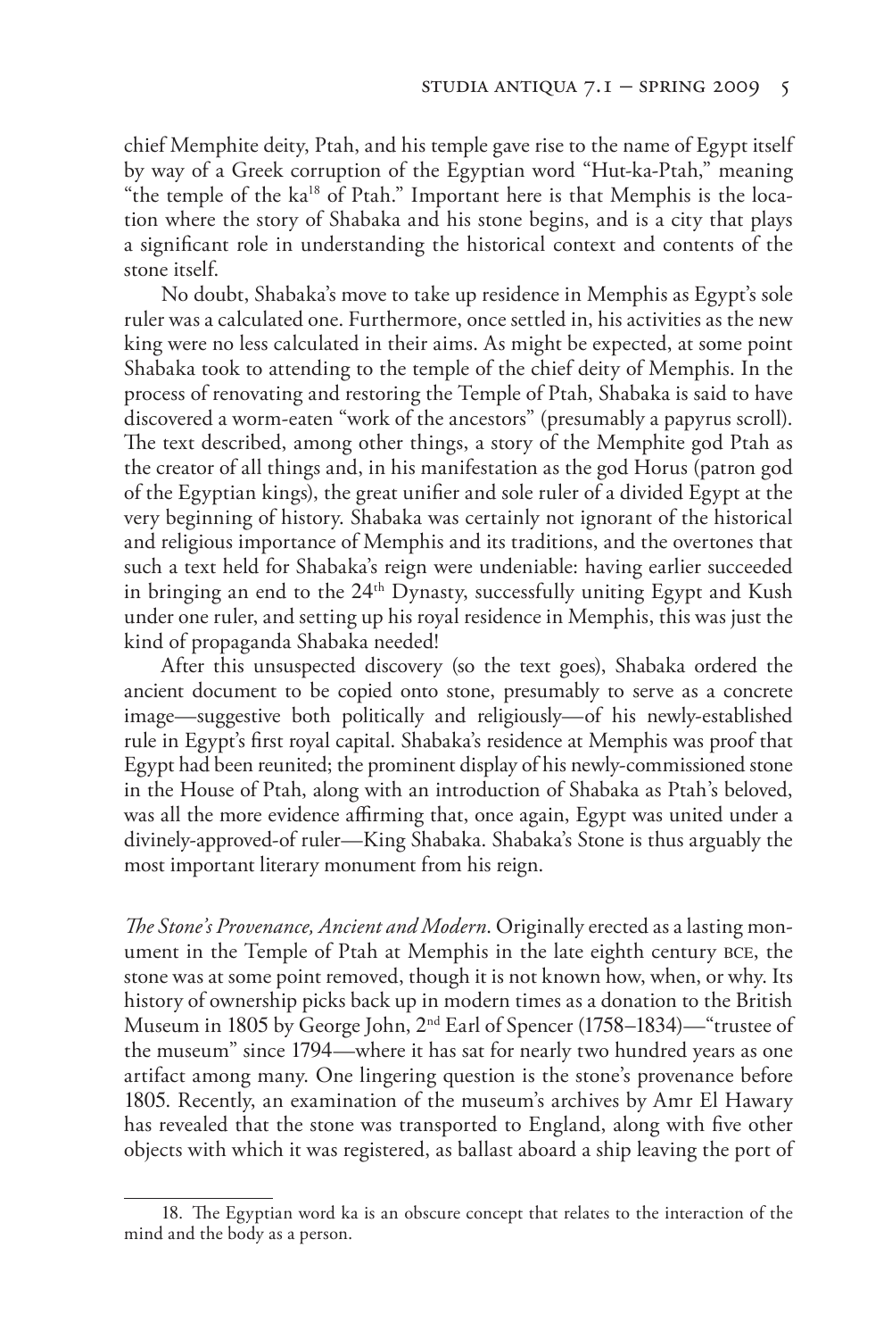chief Memphite deity, Ptah, and his temple gave rise to the name of Egypt itself by way of a Greek corruption of the Egyptian word "Hut-ka-Ptah," meaning "the temple of the ka[18] of Ptah." Important here is that Memphis is the location where the story of Shabaka and his stone begins, and is a city that plays a significant role in understanding the historical context and contents of the stone itself.

No doubt, Shabaka's move to take up residence in Memphis as Egypt's sole ruler was a calculated one. Furthermore, once settled in, his activities as the new king were no less calculated in their aims. As might be expected, at some point Shabaka took to attending to the temple of the chief deity of Memphis. In the process of renovating and restoring the Temple of Ptah, Shabaka is said to have discovered a worm-eaten "work of the ancestors" (presumably a papyrus scroll). The text described, among other things, a story of the Memphite god Ptah as the creator of all things and, in his manifestation as the god Horus (patron god of the Egyptian kings), the great unifier and sole ruler of a divided Egypt at the very beginning of history. Shabaka was certainly not ignorant of the historical and religious importance of Memphis and its traditions, and the overtones that such a text held for Shabaka's reign were undeniable: having earlier succeeded in bringing an end to the 24th Dynasty, successfully uniting Egypt and Kush under one ruler, and setting up his royal residence in Memphis, this was just the kind of propaganda Shabaka needed!

After this unsuspected discovery (so the text goes), Shabaka ordered the ancient document to be copied onto stone, presumably to serve as a concrete image—suggestive both politically and religiously—of his newly-established rule in Egypt's first royal capital. Shabaka's residence at Memphis was proof that Egypt had been reunited; the prominent display of his newly-commissioned stone in the House of Ptah, along with an introduction of Shabaka as Ptah's beloved, was all the more evidence affirming that, once again, Egypt was united under a divinely-approved-of ruler—King Shabaka. Shabaka's Stone is thus arguably the most important literary monument from his reign.

*The Stone's Provenance, Ancient and Modern*. Originally erected as a lasting monument in the Temple of Ptah at Memphis in the late eighth century BCE, the stone was at some point removed, though it is not known how, when, or why. Its history of ownership picks back up in modern times as a donation to the British Museum in 1805 by George John, 2nd Earl of Spencer (1758–1834)—"trustee of the museum" since 1794—where it has sat for nearly two hundred years as one artifact among many. One lingering question is the stone's provenance before 1805. Recently, an examination of the museum's archives by Amr El Hawary has revealed that the stone was transported to England, along with five other objects with which it was registered, as ballast aboard a ship leaving the port of

18. The Egyptian word ka is an obscure concept that relates to the interaction of the mind and the body as a person.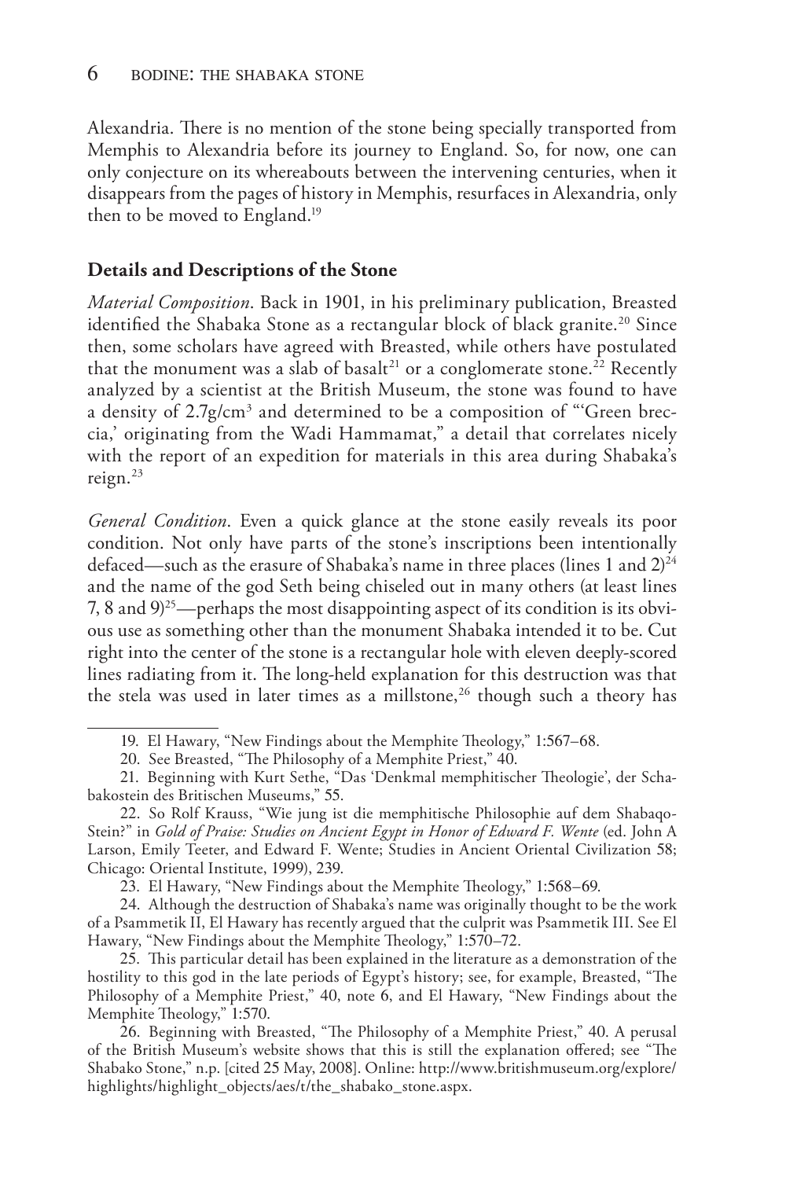Alexandria. There is no mention of the stone being specially transported from Memphis to Alexandria before its journey to England. So, for now, one can only conjecture on its whereabouts between the intervening centuries, when it disappears from the pages of history in Memphis, resurfaces in Alexandria, only then to be moved to England.[19]

## Details and Descriptions of the Stone

*Material Composition*. Back in 1901, in his preliminary publication, Breasted identified the Shabaka Stone as a rectangular block of black granite.[20] Since then, some scholars have agreed with Breasted, while others have postulated that the monument was a slab of basalt[21] or a conglomerate stone.[22] Recently analyzed by a scientist at the British Museum, the stone was found to have a density of 2.7g/cm$^3$ and determined to be a composition of "'Green breccia,' originating from the Wadi Hammamat," a detail that correlates nicely with the report of an expedition for materials in this area during Shabaka's reign.[23]

*General Condition*. Even a quick glance at the stone easily reveals its poor condition. Not only have parts of the stone's inscriptions been intentionally defaced—such as the erasure of Shabaka's name in three places (lines 1 and 2)[24] and the name of the god Seth being chiseled out in many others (at least lines 7, 8 and 9)[25]—perhaps the most disappointing aspect of its condition is its obvious use as something other than the monument Shabaka intended it to be. Cut right into the center of the stone is a rectangular hole with eleven deeply-scored lines radiating from it. The long-held explanation for this destruction was that the stela was used in later times as a millstone,[26] though such a theory has

---

19. El Hawary, "New Findings about the Memphite Theology," 1:567–68.

20. See Breasted, "The Philosophy of a Memphite Priest," 40.

21. Beginning with Kurt Sethe, "Das 'Denkmal memphitischer Theologie', der Schabakostein des Britischen Museums," 55.

22. So Rolf Krauss, "Wie jung ist die memphitische Philosophie auf dem Shabaqo-Stein?" in *Gold of Praise: Studies on Ancient Egypt in Honor of Edward F. Wente* (ed. John A Larson, Emily Teeter, and Edward F. Wente; Studies in Ancient Oriental Civilization 58; Chicago: Oriental Institute, 1999), 239.

23. El Hawary, "New Findings about the Memphite Theology," 1:568–69.

24. Although the destruction of Shabaka's name was originally thought to be the work of a Psammetik II, El Hawary has recently argued that the culprit was Psammetik III. See El Hawary, "New Findings about the Memphite Theology," 1:570–72.

25. This particular detail has been explained in the literature as a demonstration of the hostility to this god in the late periods of Egypt's history; see, for example, Breasted, "The Philosophy of a Memphite Priest," 40, note 6, and El Hawary, "New Findings about the Memphite Theology," 1:570.

26. Beginning with Breasted, "The Philosophy of a Memphite Priest," 40. A perusal of the British Museum's website shows that this is still the explanation offered; see "The Shabako Stone," n.p. [cited 25 May, 2008]. Online: http://www.britishmuseum.org/explore/highlights/highlight_objects/aes/t/the_shabako_stone.aspx.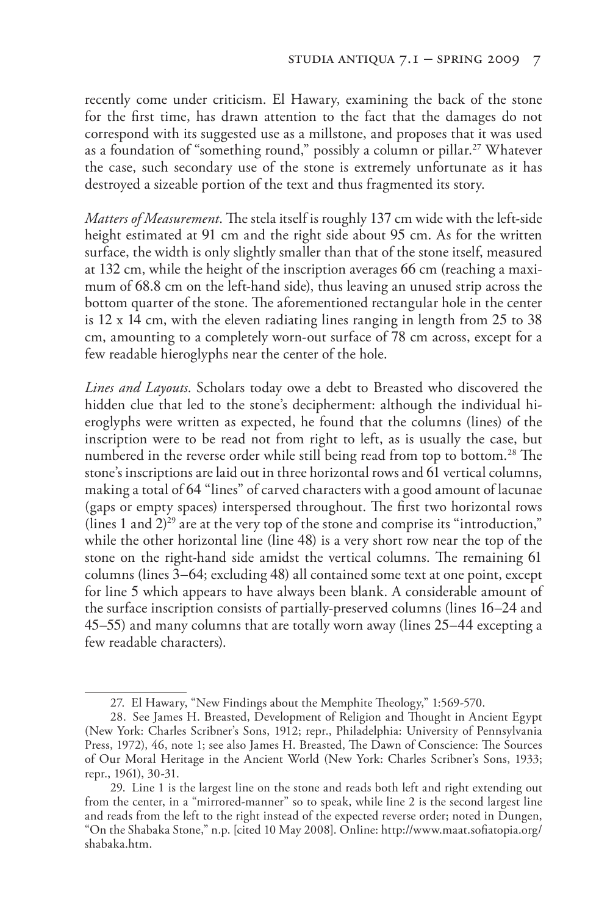recently come under criticism. El Hawary, examining the back of the stone for the first time, has drawn attention to the fact that the damages do not correspond with its suggested use as a millstone, and proposes that it was used as a foundation of "something round," possibly a column or pillar.[27] Whatever the case, such secondary use of the stone is extremely unfortunate as it has destroyed a sizeable portion of the text and thus fragmented its story.

*Matters of Measurement*. The stela itself is roughly 137 cm wide with the left-side height estimated at 91 cm and the right side about 95 cm. As for the written surface, the width is only slightly smaller than that of the stone itself, measured at 132 cm, while the height of the inscription averages 66 cm (reaching a maximum of 68.8 cm on the left-hand side), thus leaving an unused strip across the bottom quarter of the stone. The aforementioned rectangular hole in the center is 12 x 14 cm, with the eleven radiating lines ranging in length from 25 to 38 cm, amounting to a completely worn-out surface of 78 cm across, except for a few readable hieroglyphs near the center of the hole.

*Lines and Layouts*. Scholars today owe a debt to Breasted who discovered the hidden clue that led to the stone's decipherment: although the individual hieroglyphs were written as expected, he found that the columns (lines) of the inscription were to be read not from right to left, as is usually the case, but numbered in the reverse order while still being read from top to bottom.[28] The stone's inscriptions are laid out in three horizontal rows and 61 vertical columns, making a total of 64 "lines" of carved characters with a good amount of lacunae (gaps or empty spaces) interspersed throughout. The first two horizontal rows (lines 1 and 2)[29] are at the very top of the stone and comprise its "introduction," while the other horizontal line (line 48) is a very short row near the top of the stone on the right-hand side amidst the vertical columns. The remaining 61 columns (lines 3–64; excluding 48) all contained some text at one point, except for line 5 which appears to have always been blank. A considerable amount of the surface inscription consists of partially-preserved columns (lines 16–24 and 45–55) and many columns that are totally worn away (lines 25–44 excepting a few readable characters).

---

27. El Hawary, "New Findings about the Memphite Theology," 1:569-570.

28. See James H. Breasted, Development of Religion and Thought in Ancient Egypt (New York: Charles Scribner's Sons, 1912; repr., Philadelphia: University of Pennsylvania Press, 1972), 46, note 1; see also James H. Breasted, The Dawn of Conscience: The Sources of Our Moral Heritage in the Ancient World (New York: Charles Scribner's Sons, 1933; repr., 1961), 30-31.

29. Line 1 is the largest line on the stone and reads both left and right extending out from the center, in a "mirrored-manner" so to speak, while line 2 is the second largest line and reads from the left to the right instead of the expected reverse order; noted in Dungen, "On the Shabaka Stone," n.p. [cited 10 May 2008]. Online: http://www.maat.sofiatopia.org/shabaka.htm.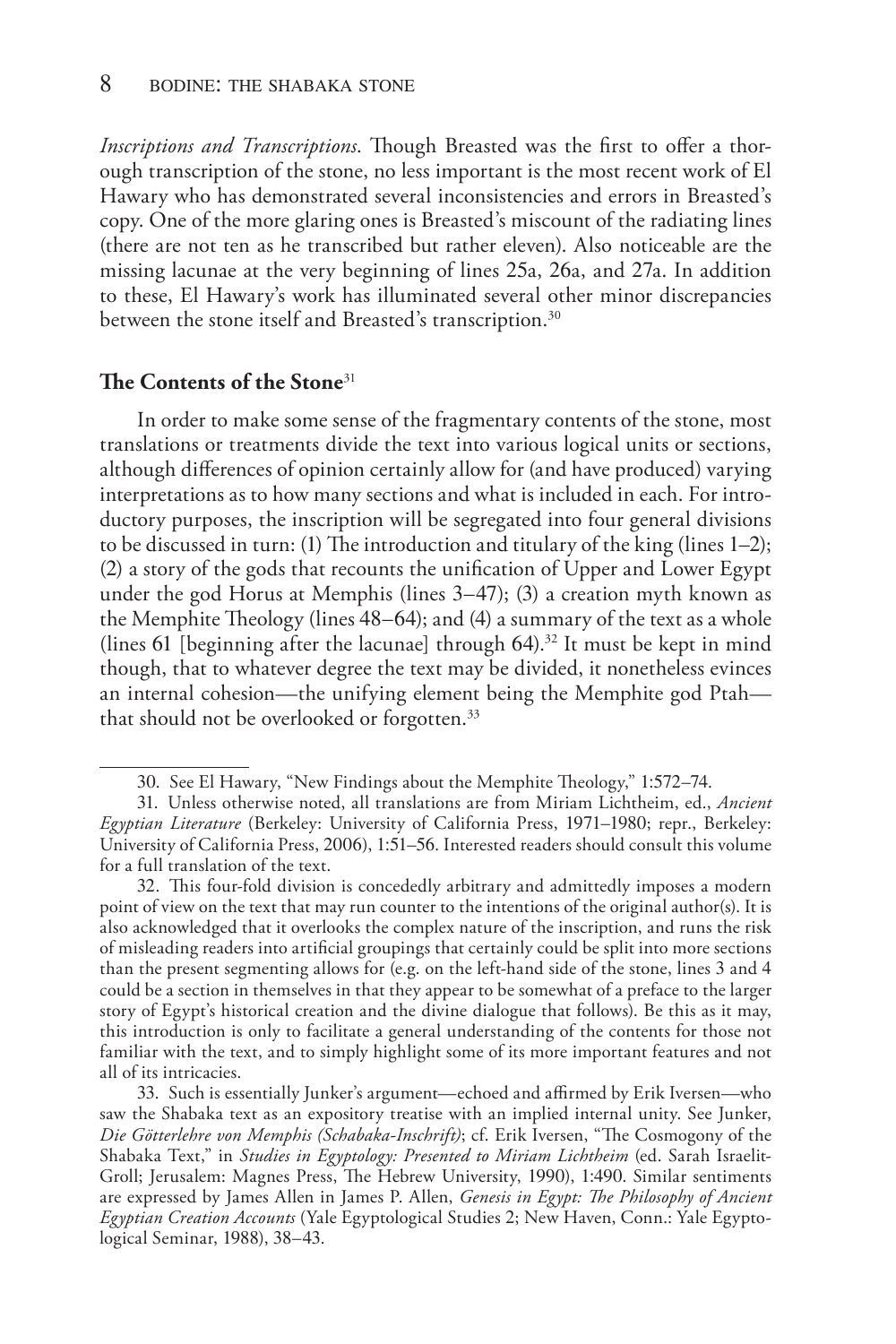*Inscriptions and Transcriptions*. Though Breasted was the first to offer a thorough transcription of the stone, no less important is the most recent work of El Hawary who has demonstrated several inconsistencies and errors in Breasted's copy. One of the more glaring ones is Breasted's miscount of the radiating lines (there are not ten as he transcribed but rather eleven). Also noticeable are the missing lacunae at the very beginning of lines 25a, 26a, and 27a. In addition to these, El Hawary's work has illuminated several other minor discrepancies between the stone itself and Breasted's transcription.[30]

## The Contents of the Stone[31]

In order to make some sense of the fragmentary contents of the stone, most translations or treatments divide the text into various logical units or sections, although differences of opinion certainly allow for (and have produced) varying interpretations as to how many sections and what is included in each. For introductory purposes, the inscription will be segregated into four general divisions to be discussed in turn: (1) The introduction and titulary of the king (lines 1–2); (2) a story of the gods that recounts the unification of Upper and Lower Egypt under the god Horus at Memphis (lines 3–47); (3) a creation myth known as the Memphite Theology (lines 48–64); and (4) a summary of the text as a whole (lines 61 [beginning after the lacunae] through 64).[32] It must be kept in mind though, that to whatever degree the text may be divided, it nonetheless evinces an internal cohesion—the unifying element being the Memphite god Ptah—that should not be overlooked or forgotten.[33]

---

30. See El Hawary, "New Findings about the Memphite Theology," 1:572–74.

31. Unless otherwise noted, all translations are from Miriam Lichtheim, ed., *Ancient Egyptian Literature* (Berkeley: University of California Press, 1971–1980; repr., Berkeley: University of California Press, 2006), 1:51–56. Interested readers should consult this volume for a full translation of the text.

32. This four-fold division is concededly arbitrary and admittedly imposes a modern point of view on the text that may run counter to the intentions of the original author(s). It is also acknowledged that it overlooks the complex nature of the inscription, and runs the risk of misleading readers into artificial groupings that certainly could be split into more sections than the present segmenting allows for (e.g. on the left-hand side of the stone, lines 3 and 4 could be a section in themselves in that they appear to be somewhat of a preface to the larger story of Egypt's historical creation and the divine dialogue that follows). Be this as it may, this introduction is only to facilitate a general understanding of the contents for those not familiar with the text, and to simply highlight some of its more important features and not all of its intricacies.

33. Such is essentially Junker's argument—echoed and affirmed by Erik Iversen—who saw the Shabaka text as an expository treatise with an implied internal unity. See Junker, *Die Götterlehre von Memphis (Schabaka-Inschrift)*; cf. Erik Iversen, "The Cosmogony of the Shabaka Text," in *Studies in Egyptology: Presented to Miriam Lichtheim* (ed. Sarah Israelit-Groll; Jerusalem: Magnes Press, The Hebrew University, 1990), 1:490. Similar sentiments are expressed by James Allen in James P. Allen, *Genesis in Egypt: The Philosophy of Ancient Egyptian Creation Accounts* (Yale Egyptological Studies 2; New Haven, Conn.: Yale Egyptological Seminar, 1988), 38–43.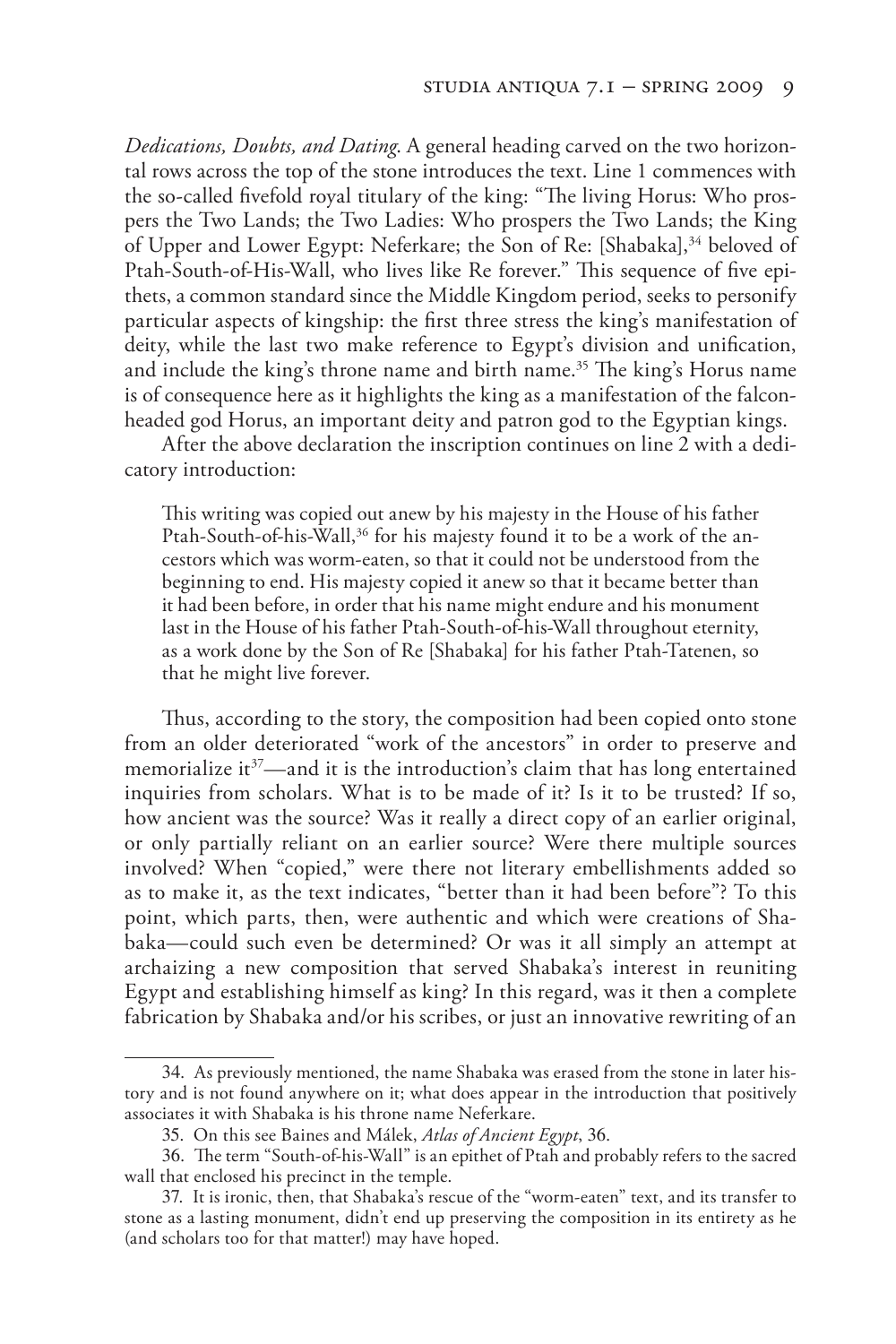*Dedications, Doubts, and Dating*. A general heading carved on the two horizontal rows across the top of the stone introduces the text. Line 1 commences with the so-called fivefold royal titulary of the king: "The living Horus: Who prospers the Two Lands; the Two Ladies: Who prospers the Two Lands; the King of Upper and Lower Egypt: Neferkare; the Son of Re: [Shabaka],[34] beloved of Ptah-South-of-His-Wall, who lives like Re forever." This sequence of five epithets, a common standard since the Middle Kingdom period, seeks to personify particular aspects of kingship: the first three stress the king's manifestation of deity, while the last two make reference to Egypt's division and unification, and include the king's throne name and birth name.[35] The king's Horus name is of consequence here as it highlights the king as a manifestation of the falcon-headed god Horus, an important deity and patron god to the Egyptian kings.

After the above declaration the inscription continues on line 2 with a dedicatory introduction:

> This writing was copied out anew by his majesty in the House of his father Ptah-South-of-his-Wall,[36] for his majesty found it to be a work of the ancestors which was worm-eaten, so that it could not be understood from the beginning to end. His majesty copied it anew so that it became better than it had been before, in order that his name might endure and his monument last in the House of his father Ptah-South-of-his-Wall throughout eternity, as a work done by the Son of Re [Shabaka] for his father Ptah-Tatenen, so that he might live forever.

Thus, according to the story, the composition had been copied onto stone from an older deteriorated "work of the ancestors" in order to preserve and memorialize it[37]—and it is the introduction's claim that has long entertained inquiries from scholars. What is to be made of it? Is it to be trusted? If so, how ancient was the source? Was it really a direct copy of an earlier original, or only partially reliant on an earlier source? Were there multiple sources involved? When "copied," were there not literary embellishments added so as to make it, as the text indicates, "better than it had been before"? To this point, which parts, then, were authentic and which were creations of Shabaka—could such even be determined? Or was it all simply an attempt at archaizing a new composition that served Shabaka's interest in reuniting Egypt and establishing himself as king? In this regard, was it then a complete fabrication by Shabaka and/or his scribes, or just an innovative rewriting of an

---

34. As previously mentioned, the name Shabaka was erased from the stone in later history and is not found anywhere on it; what does appear in the introduction that positively associates it with Shabaka is his throne name Neferkare.

35. On this see Baines and Málek, *Atlas of Ancient Egypt*, 36.

36. The term "South-of-his-Wall" is an epithet of Ptah and probably refers to the sacred wall that enclosed his precinct in the temple.

37. It is ironic, then, that Shabaka's rescue of the "worm-eaten" text, and its transfer to stone as a lasting monument, didn't end up preserving the composition in its entirety as he (and scholars too for that matter!) may have hoped.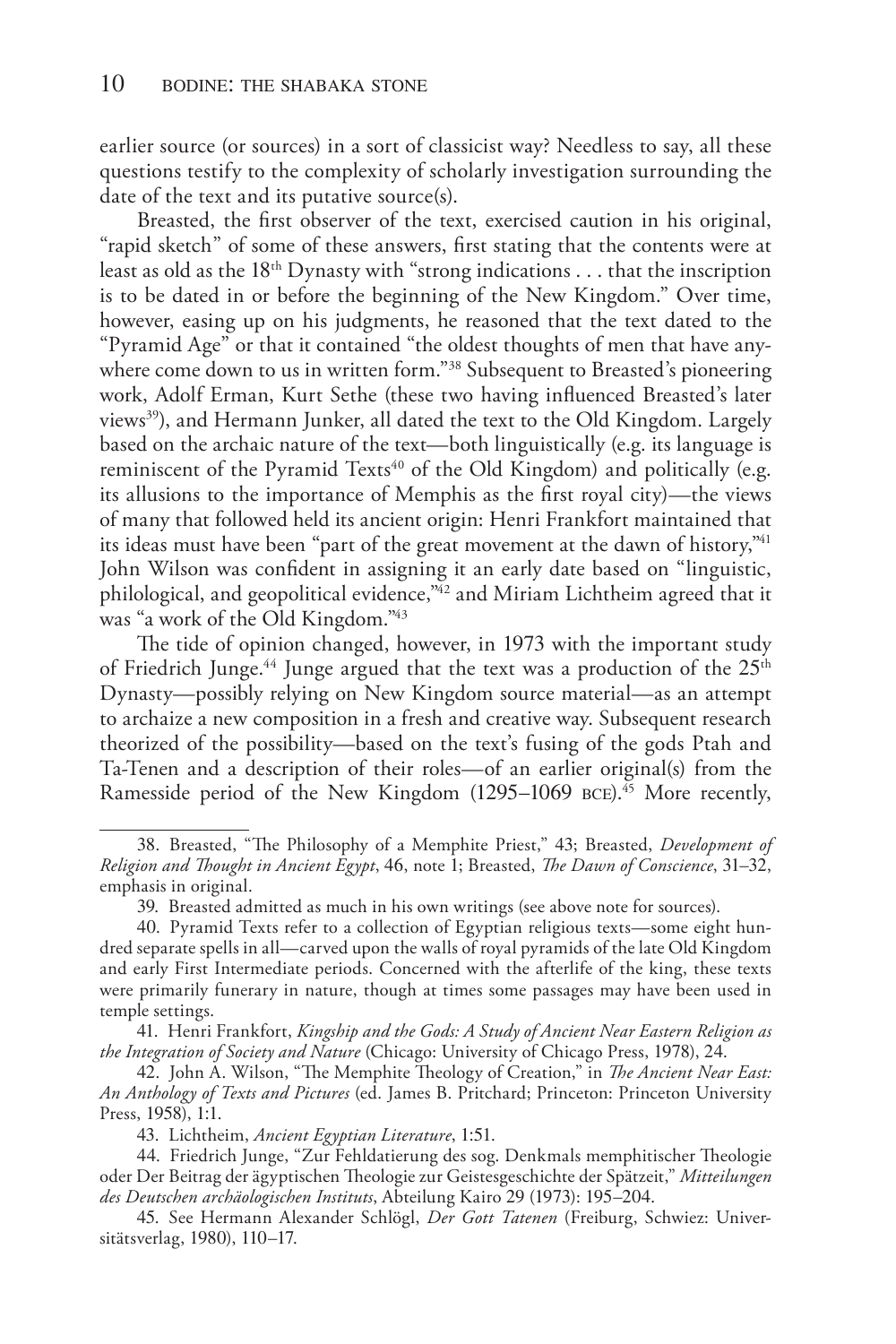earlier source (or sources) in a sort of classicist way? Needless to say, all these questions testify to the complexity of scholarly investigation surrounding the date of the text and its putative source(s).

Breasted, the first observer of the text, exercised caution in his original, "rapid sketch" of some of these answers, first stating that the contents were at least as old as the 18th Dynasty with "strong indications . . . that the inscription is to be dated in or before the beginning of the New Kingdom." Over time, however, easing up on his judgments, he reasoned that the text dated to the "Pyramid Age" or that it contained "the oldest thoughts of men that have anywhere come down to us in written form."[38] Subsequent to Breasted's pioneering work, Adolf Erman, Kurt Sethe (these two having influenced Breasted's later views[39]), and Hermann Junker, all dated the text to the Old Kingdom. Largely based on the archaic nature of the text—both linguistically (e.g. its language is reminiscent of the Pyramid Texts[40] of the Old Kingdom) and politically (e.g. its allusions to the importance of Memphis as the first royal city)—the views of many that followed held its ancient origin: Henri Frankfort maintained that its ideas must have been "part of the great movement at the dawn of history,"[41] John Wilson was confident in assigning it an early date based on "linguistic, philological, and geopolitical evidence,"[42] and Miriam Lichtheim agreed that it was "a work of the Old Kingdom."[43]

The tide of opinion changed, however, in 1973 with the important study of Friedrich Junge.[44] Junge argued that the text was a production of the 25th Dynasty—possibly relying on New Kingdom source material—as an attempt to archaize a new composition in a fresh and creative way. Subsequent research theorized of the possibility—based on the text's fusing of the gods Ptah and Ta-Tenen and a description of their roles—of an earlier original(s) from the Ramesside period of the New Kingdom (1295–1069 BCE).[45] More recently,

---

38. Breasted, "The Philosophy of a Memphite Priest," 43; Breasted, *Development of Religion and Thought in Ancient Egypt*, 46, note 1; Breasted, *The Dawn of Conscience*, 31–32, emphasis in original.

39. Breasted admitted as much in his own writings (see above note for sources).

40. Pyramid Texts refer to a collection of Egyptian religious texts—some eight hundred separate spells in all—carved upon the walls of royal pyramids of the late Old Kingdom and early First Intermediate periods. Concerned with the afterlife of the king, these texts were primarily funerary in nature, though at times some passages may have been used in temple settings.

41. Henri Frankfort, *Kingship and the Gods: A Study of Ancient Near Eastern Religion as the Integration of Society and Nature* (Chicago: University of Chicago Press, 1978), 24.

42. John A. Wilson, "The Memphite Theology of Creation," in *The Ancient Near East: An Anthology of Texts and Pictures* (ed. James B. Pritchard; Princeton: Princeton University Press, 1958), 1:1.

43. Lichtheim, *Ancient Egyptian Literature*, 1:51.

44. Friedrich Junge, "Zur Fehldatierung des sog. Denkmals memphitischer Theologie oder Der Beitrag der ägyptischen Theologie zur Geistesgeschichte der Spätzeit," *Mitteilungen des Deutschen archäologischen Instituts*, Abteilung Kairo 29 (1973): 195–204.

45. See Hermann Alexander Schlögl, *Der Gott Tatenen* (Freiburg, Schwiez: Universitätsverlag, 1980), 110–17.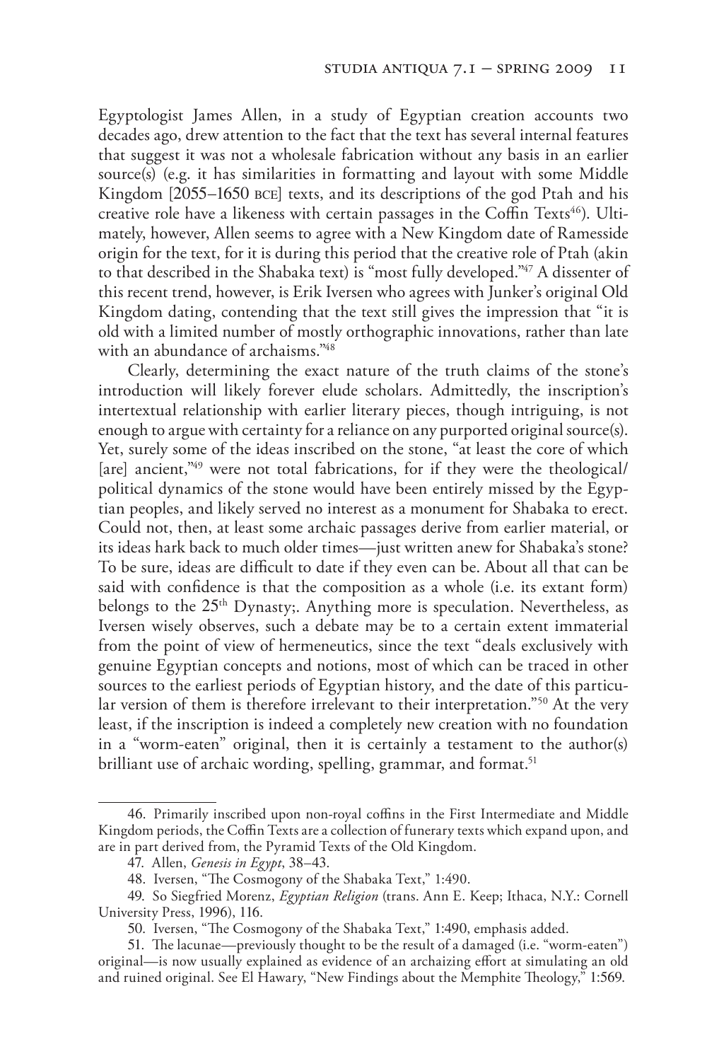Egyptologist James Allen, in a study of Egyptian creation accounts two decades ago, drew attention to the fact that the text has several internal features that suggest it was not a wholesale fabrication without any basis in an earlier source(s) (e.g. it has similarities in formatting and layout with some Middle Kingdom [2055–1650 BCE] texts, and its descriptions of the god Ptah and his creative role have a likeness with certain passages in the Coffin Texts[46]). Ultimately, however, Allen seems to agree with a New Kingdom date of Ramesside origin for the text, for it is during this period that the creative role of Ptah (akin to that described in the Shabaka text) is "most fully developed."[47] A dissenter of this recent trend, however, is Erik Iversen who agrees with Junker's original Old Kingdom dating, contending that the text still gives the impression that "it is old with a limited number of mostly orthographic innovations, rather than late with an abundance of archaisms."[48]

Clearly, determining the exact nature of the truth claims of the stone's introduction will likely forever elude scholars. Admittedly, the inscription's intertextual relationship with earlier literary pieces, though intriguing, is not enough to argue with certainty for a reliance on any purported original source(s). Yet, surely some of the ideas inscribed on the stone, "at least the core of which [are] ancient,"[49] were not total fabrications, for if they were the theological/political dynamics of the stone would have been entirely missed by the Egyptian peoples, and likely served no interest as a monument for Shabaka to erect. Could not, then, at least some archaic passages derive from earlier material, or its ideas hark back to much older times—just written anew for Shabaka's stone? To be sure, ideas are difficult to date if they even can be. About all that can be said with confidence is that the composition as a whole (i.e. its extant form) belongs to the 25th Dynasty;. Anything more is speculation. Nevertheless, as Iversen wisely observes, such a debate may be to a certain extent immaterial from the point of view of hermeneutics, since the text "deals exclusively with genuine Egyptian concepts and notions, most of which can be traced in other sources to the earliest periods of Egyptian history, and the date of this particular version of them is therefore irrelevant to their interpretation."[50] At the very least, if the inscription is indeed a completely new creation with no foundation in a "worm-eaten" original, then it is certainly a testament to the author(s) brilliant use of archaic wording, spelling, grammar, and format.[51]

---

46. Primarily inscribed upon non-royal coffins in the First Intermediate and Middle Kingdom periods, the Coffin Texts are a collection of funerary texts which expand upon, and are in part derived from, the Pyramid Texts of the Old Kingdom.

47. Allen, *Genesis in Egypt*, 38–43.

48. Iversen, "The Cosmogony of the Shabaka Text," 1:490.

49. So Siegfried Morenz, *Egyptian Religion* (trans. Ann E. Keep; Ithaca, N.Y.: Cornell University Press, 1996), 116.

50. Iversen, "The Cosmogony of the Shabaka Text," 1:490, emphasis added.

51. The lacunae—previously thought to be the result of a damaged (i.e. "worm-eaten") original—is now usually explained as evidence of an archaizing effort at simulating an old and ruined original. See El Hawary, "New Findings about the Memphite Theology," 1:569.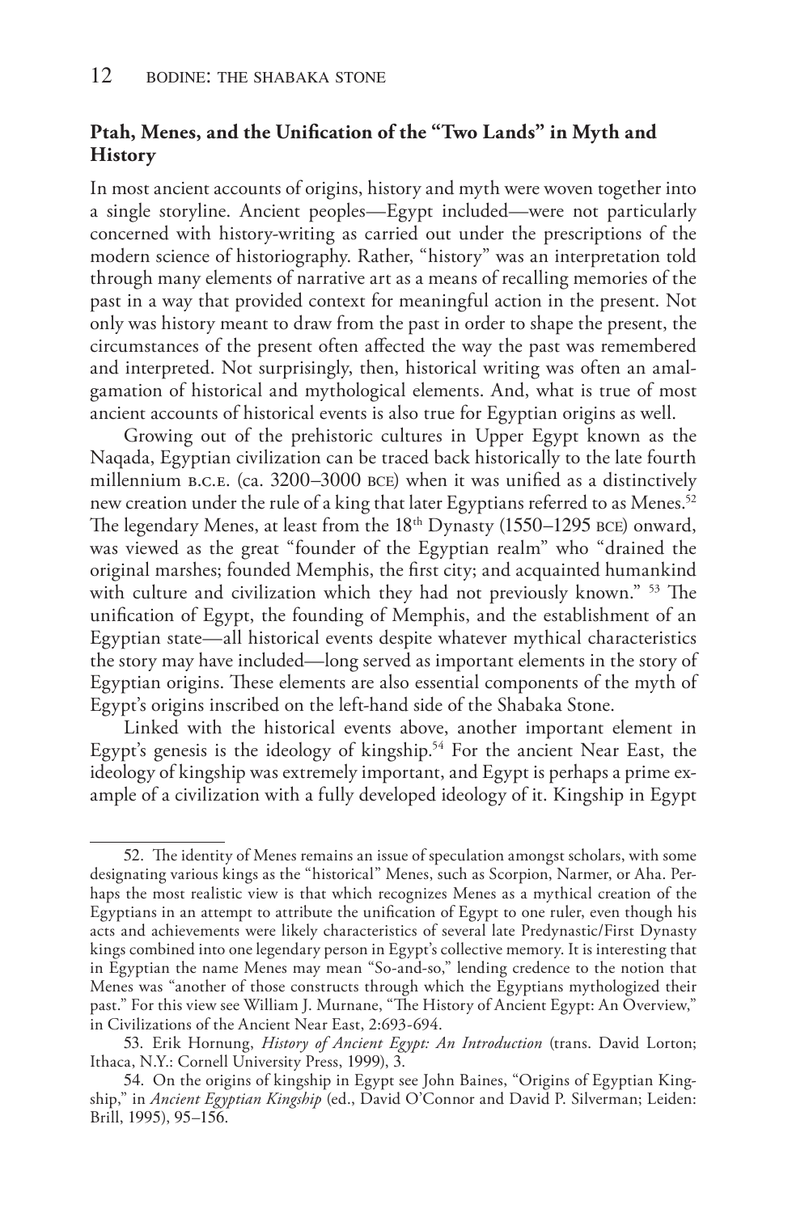## Ptah, Menes, and the Unification of the "Two Lands" in Myth and History

In most ancient accounts of origins, history and myth were woven together into a single storyline. Ancient peoples—Egypt included—were not particularly concerned with history-writing as carried out under the prescriptions of the modern science of historiography. Rather, "history" was an interpretation told through many elements of narrative art as a means of recalling memories of the past in a way that provided context for meaningful action in the present. Not only was history meant to draw from the past in order to shape the present, the circumstances of the present often affected the way the past was remembered and interpreted. Not surprisingly, then, historical writing was often an amalgamation of historical and mythological elements. And, what is true of most ancient accounts of historical events is also true for Egyptian origins as well.

Growing out of the prehistoric cultures in Upper Egypt known as the Naqada, Egyptian civilization can be traced back historically to the late fourth millennium B.C.E. (ca. 3200–3000 BCE) when it was unified as a distinctively new creation under the rule of a king that later Egyptians referred to as Menes.[52] The legendary Menes, at least from the 18th Dynasty (1550–1295 BCE) onward, was viewed as the great "founder of the Egyptian realm" who "drained the original marshes; founded Memphis, the first city; and acquainted humankind with culture and civilization which they had not previously known." [53] The unification of Egypt, the founding of Memphis, and the establishment of an Egyptian state—all historical events despite whatever mythical characteristics the story may have included—long served as important elements in the story of Egyptian origins. These elements are also essential components of the myth of Egypt's origins inscribed on the left-hand side of the Shabaka Stone.

Linked with the historical events above, another important element in Egypt's genesis is the ideology of kingship.[54] For the ancient Near East, the ideology of kingship was extremely important, and Egypt is perhaps a prime example of a civilization with a fully developed ideology of it. Kingship in Egypt

---

52. The identity of Menes remains an issue of speculation amongst scholars, with some designating various kings as the "historical" Menes, such as Scorpion, Narmer, or Aha. Perhaps the most realistic view is that which recognizes Menes as a mythical creation of the Egyptians in an attempt to attribute the unification of Egypt to one ruler, even though his acts and achievements were likely characteristics of several late Predynastic/First Dynasty kings combined into one legendary person in Egypt's collective memory. It is interesting that in Egyptian the name Menes may mean "So-and-so," lending credence to the notion that Menes was "another of those constructs through which the Egyptians mythologized their past." For this view see William J. Murnane, "The History of Ancient Egypt: An Overview," in Civilizations of the Ancient Near East, 2:693-694.

53. Erik Hornung, *History of Ancient Egypt: An Introduction* (trans. David Lorton; Ithaca, N.Y.: Cornell University Press, 1999), 3.

54. On the origins of kingship in Egypt see John Baines, "Origins of Egyptian Kingship," in *Ancient Egyptian Kingship* (ed., David O'Connor and David P. Silverman; Leiden: Brill, 1995), 95–156.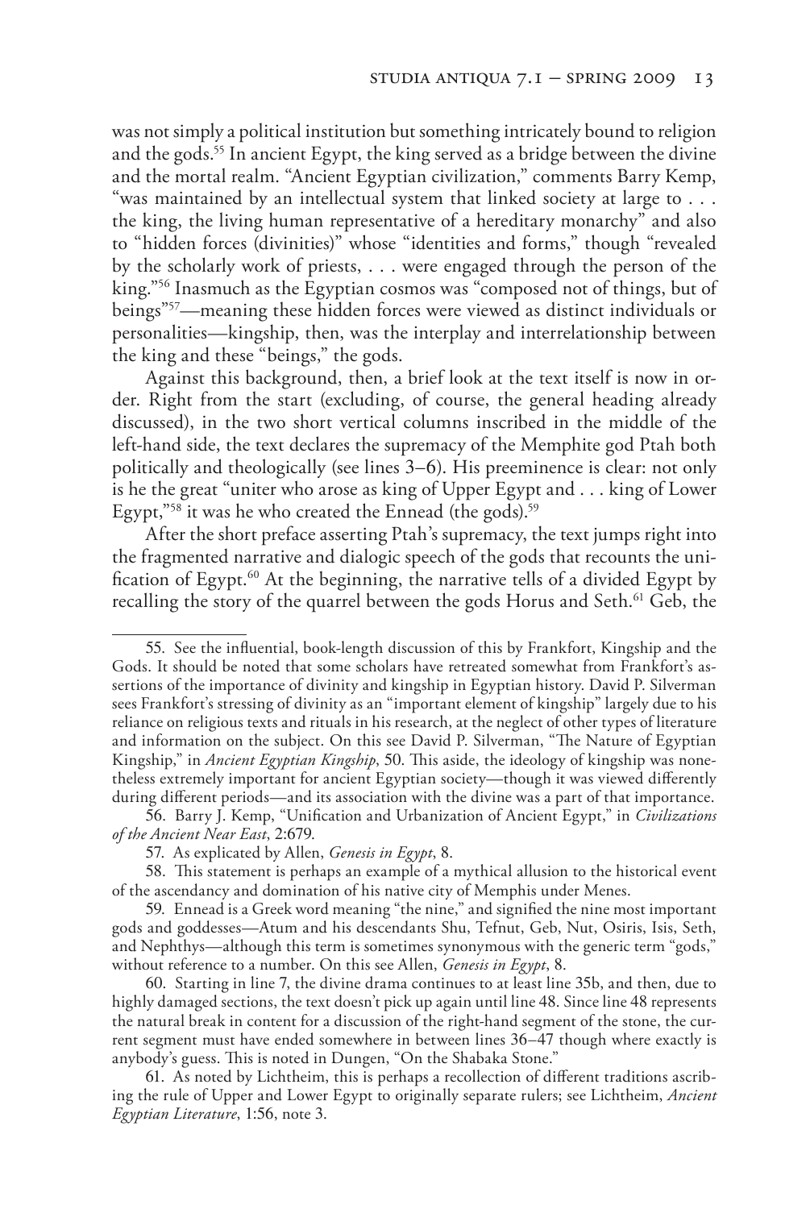was not simply a political institution but something intricately bound to religion and the gods.[55] In ancient Egypt, the king served as a bridge between the divine and the mortal realm. "Ancient Egyptian civilization," comments Barry Kemp, "was maintained by an intellectual system that linked society at large to . . . the king, the living human representative of a hereditary monarchy" and also to "hidden forces (divinities)" whose "identities and forms," though "revealed by the scholarly work of priests, . . . were engaged through the person of the king."[56] Inasmuch as the Egyptian cosmos was "composed not of things, but of beings"[57]—meaning these hidden forces were viewed as distinct individuals or personalities—kingship, then, was the interplay and interrelationship between the king and these "beings," the gods.

Against this background, then, a brief look at the text itself is now in order. Right from the start (excluding, of course, the general heading already discussed), in the two short vertical columns inscribed in the middle of the left-hand side, the text declares the supremacy of the Memphite god Ptah both politically and theologically (see lines 3–6). His preeminence is clear: not only is he the great "uniter who arose as king of Upper Egypt and . . . king of Lower Egypt,"[58] it was he who created the Ennead (the gods).[59]

After the short preface asserting Ptah's supremacy, the text jumps right into the fragmented narrative and dialogic speech of the gods that recounts the unification of Egypt.[60] At the beginning, the narrative tells of a divided Egypt by recalling the story of the quarrel between the gods Horus and Seth.[61] Geb, the

---

55. See the influential, book-length discussion of this by Frankfort, Kingship and the Gods. It should be noted that some scholars have retreated somewhat from Frankfort's assertions of the importance of divinity and kingship in Egyptian history. David P. Silverman sees Frankfort's stressing of divinity as an "important element of kingship" largely due to his reliance on religious texts and rituals in his research, at the neglect of other types of literature and information on the subject. On this see David P. Silverman, "The Nature of Egyptian Kingship," in *Ancient Egyptian Kingship*, 50. This aside, the ideology of kingship was nonetheless extremely important for ancient Egyptian society—though it was viewed differently during different periods—and its association with the divine was a part of that importance.

56. Barry J. Kemp, "Unification and Urbanization of Ancient Egypt," in *Civilizations of the Ancient Near East*, 2:679.

57. As explicated by Allen, *Genesis in Egypt*, 8.

58. This statement is perhaps an example of a mythical allusion to the historical event of the ascendancy and domination of his native city of Memphis under Menes.

59. Ennead is a Greek word meaning "the nine," and signified the nine most important gods and goddesses—Atum and his descendants Shu, Tefnut, Geb, Nut, Osiris, Isis, Seth, and Nephthys—although this term is sometimes synonymous with the generic term "gods," without reference to a number. On this see Allen, *Genesis in Egypt*, 8.

60. Starting in line 7, the divine drama continues to at least line 35b, and then, due to highly damaged sections, the text doesn't pick up again until line 48. Since line 48 represents the natural break in content for a discussion of the right-hand segment of the stone, the current segment must have ended somewhere in between lines 36–47 though where exactly is anybody's guess. This is noted in Dungen, "On the Shabaka Stone."

61. As noted by Lichtheim, this is perhaps a recollection of different traditions ascribing the rule of Upper and Lower Egypt to originally separate rulers; see Lichtheim, *Ancient Egyptian Literature*, 1:56, note 3.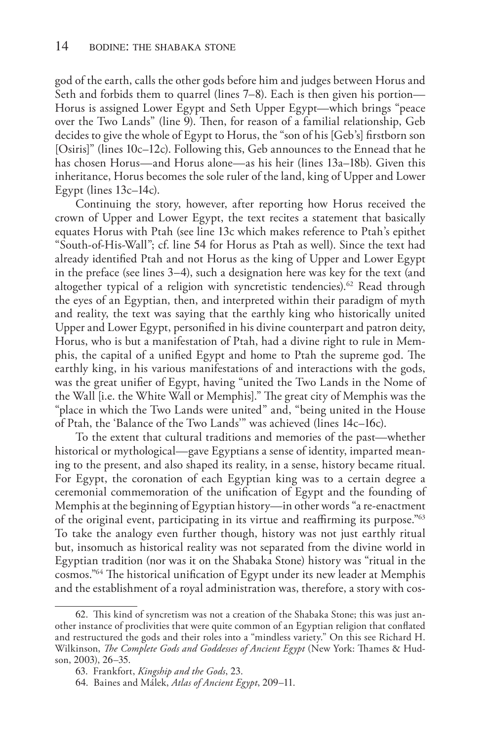god of the earth, calls the other gods before him and judges between Horus and Seth and forbids them to quarrel (lines 7–8). Each is then given his portion—Horus is assigned Lower Egypt and Seth Upper Egypt—which brings "peace over the Two Lands" (line 9). Then, for reason of a familial relationship, Geb decides to give the whole of Egypt to Horus, the "son of his [Geb's] firstborn son [Osiris]" (lines 10c–12c). Following this, Geb announces to the Ennead that he has chosen Horus—and Horus alone—as his heir (lines 13a–18b). Given this inheritance, Horus becomes the sole ruler of the land, king of Upper and Lower Egypt (lines 13c–14c).

Continuing the story, however, after reporting how Horus received the crown of Upper and Lower Egypt, the text recites a statement that basically equates Horus with Ptah (see line 13c which makes reference to Ptah's epithet "South-of-His-Wall"; cf. line 54 for Horus as Ptah as well). Since the text had already identified Ptah and not Horus as the king of Upper and Lower Egypt in the preface (see lines 3–4), such a designation here was key for the text (and altogether typical of a religion with syncretistic tendencies).[62] Read through the eyes of an Egyptian, then, and interpreted within their paradigm of myth and reality, the text was saying that the earthly king who historically united Upper and Lower Egypt, personified in his divine counterpart and patron deity, Horus, who is but a manifestation of Ptah, had a divine right to rule in Memphis, the capital of a unified Egypt and home to Ptah the supreme god. The earthly king, in his various manifestations of and interactions with the gods, was the great unifier of Egypt, having "united the Two Lands in the Nome of the Wall [i.e. the White Wall or Memphis]." The great city of Memphis was the "place in which the Two Lands were united" and, "being united in the House of Ptah, the 'Balance of the Two Lands'" was achieved (lines 14c–16c).

To the extent that cultural traditions and memories of the past—whether historical or mythological—gave Egyptians a sense of identity, imparted meaning to the present, and also shaped its reality, in a sense, history became ritual. For Egypt, the coronation of each Egyptian king was to a certain degree a ceremonial commemoration of the unification of Egypt and the founding of Memphis at the beginning of Egyptian history—in other words "a re-enactment of the original event, participating in its virtue and reaffirming its purpose."[63] To take the analogy even further though, history was not just earthly ritual but, insomuch as historical reality was not separated from the divine world in Egyptian tradition (nor was it on the Shabaka Stone) history was "ritual in the cosmos."[64] The historical unification of Egypt under its new leader at Memphis and the establishment of a royal administration was, therefore, a story with cos-

62. This kind of syncretism was not a creation of the Shabaka Stone; this was just another instance of proclivities that were quite common of an Egyptian religion that conflated and restructured the gods and their roles into a "mindless variety." On this see Richard H. Wilkinson, *The Complete Gods and Goddesses of Ancient Egypt* (New York: Thames & Hudson, 2003), 26–35.

63. Frankfort, *Kingship and the Gods*, 23.

64. Baines and Málek, *Atlas of Ancient Egypt*, 209–11.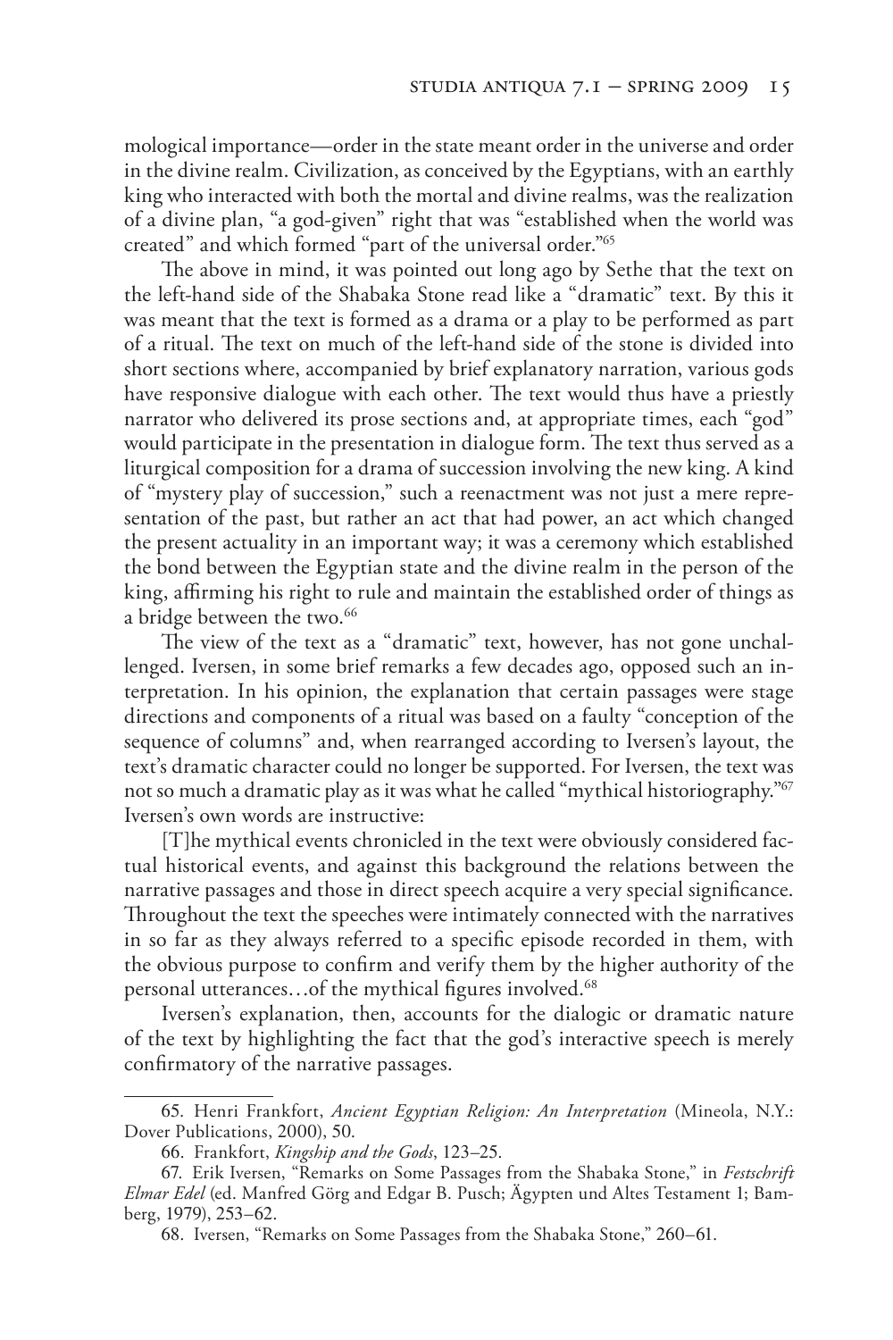mological importance—order in the state meant order in the universe and order in the divine realm. Civilization, as conceived by the Egyptians, with an earthly king who interacted with both the mortal and divine realms, was the realization of a divine plan, "a god-given" right that was "established when the world was created" and which formed "part of the universal order."[65]

The above in mind, it was pointed out long ago by Sethe that the text on the left-hand side of the Shabaka Stone read like a "dramatic" text. By this it was meant that the text is formed as a drama or a play to be performed as part of a ritual. The text on much of the left-hand side of the stone is divided into short sections where, accompanied by brief explanatory narration, various gods have responsive dialogue with each other. The text would thus have a priestly narrator who delivered its prose sections and, at appropriate times, each "god" would participate in the presentation in dialogue form. The text thus served as a liturgical composition for a drama of succession involving the new king. A kind of "mystery play of succession," such a reenactment was not just a mere representation of the past, but rather an act that had power, an act which changed the present actuality in an important way; it was a ceremony which established the bond between the Egyptian state and the divine realm in the person of the king, affirming his right to rule and maintain the established order of things as a bridge between the two.[66]

The view of the text as a "dramatic" text, however, has not gone unchallenged. Iversen, in some brief remarks a few decades ago, opposed such an interpretation. In his opinion, the explanation that certain passages were stage directions and components of a ritual was based on a faulty "conception of the sequence of columns" and, when rearranged according to Iversen's layout, the text's dramatic character could no longer be supported. For Iversen, the text was not so much a dramatic play as it was what he called "mythical historiography."[67] Iversen's own words are instructive:

> [T]he mythical events chronicled in the text were obviously considered factual historical events, and against this background the relations between the narrative passages and those in direct speech acquire a very special significance. Throughout the text the speeches were intimately connected with the narratives in so far as they always referred to a specific episode recorded in them, with the obvious purpose to confirm and verify them by the higher authority of the personal utterances…of the mythical figures involved.[68]

Iversen's explanation, then, accounts for the dialogic or dramatic nature of the text by highlighting the fact that the god's interactive speech is merely confirmatory of the narrative passages.

---

65. Henri Frankfort, *Ancient Egyptian Religion: An Interpretation* (Mineola, N.Y.: Dover Publications, 2000), 50.

66. Frankfort, *Kingship and the Gods*, 123–25.

67. Erik Iversen, "Remarks on Some Passages from the Shabaka Stone," in *Festschrift Elmar Edel* (ed. Manfred Görg and Edgar B. Pusch; Ägypten und Altes Testament 1; Bamberg, 1979), 253–62.

68. Iversen, "Remarks on Some Passages from the Shabaka Stone," 260–61.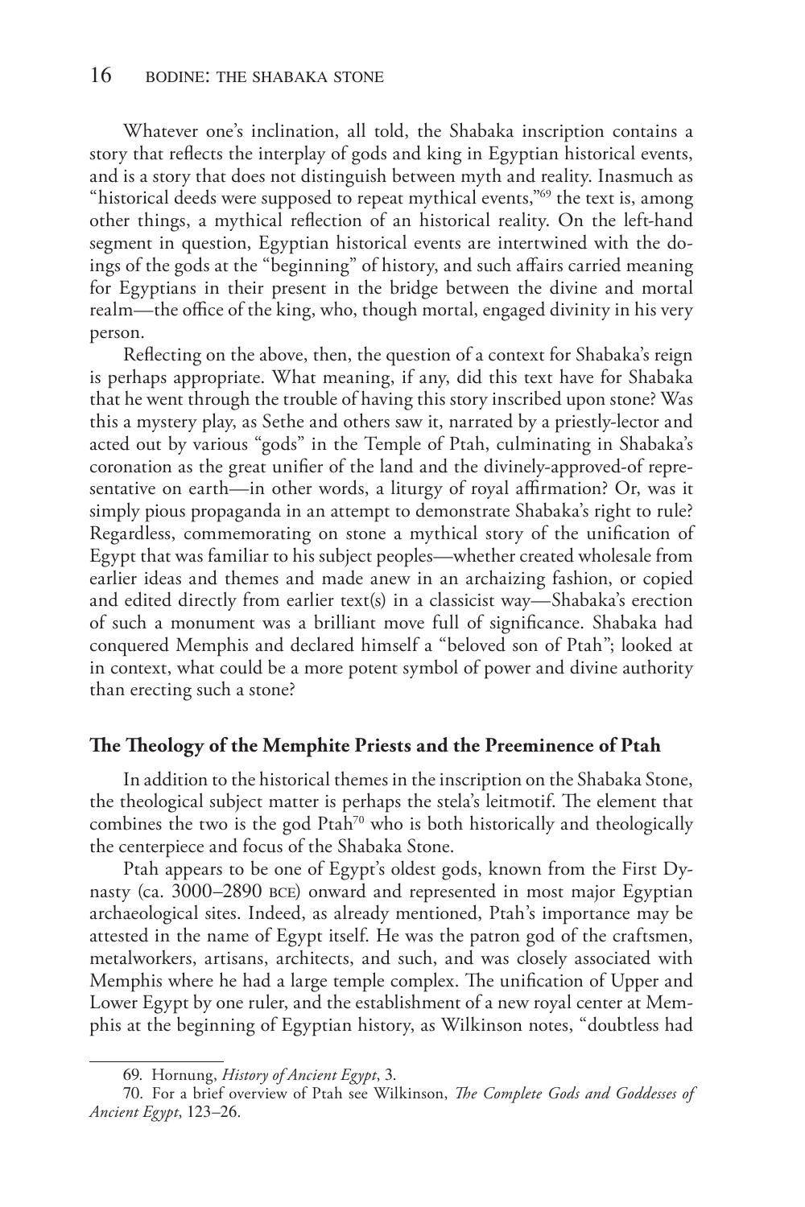Whatever one's inclination, all told, the Shabaka inscription contains a story that reflects the interplay of gods and king in Egyptian historical events, and is a story that does not distinguish between myth and reality. Inasmuch as "historical deeds were supposed to repeat mythical events,"[69] the text is, among other things, a mythical reflection of an historical reality. On the left-hand segment in question, Egyptian historical events are intertwined with the doings of the gods at the "beginning" of history, and such affairs carried meaning for Egyptians in their present in the bridge between the divine and mortal realm—the office of the king, who, though mortal, engaged divinity in his very person.

Reflecting on the above, then, the question of a context for Shabaka's reign is perhaps appropriate. What meaning, if any, did this text have for Shabaka that he went through the trouble of having this story inscribed upon stone? Was this a mystery play, as Sethe and others saw it, narrated by a priestly-lector and acted out by various "gods" in the Temple of Ptah, culminating in Shabaka's coronation as the great unifier of the land and the divinely-approved-of representative on earth—in other words, a liturgy of royal affirmation? Or, was it simply pious propaganda in an attempt to demonstrate Shabaka's right to rule? Regardless, commemorating on stone a mythical story of the unification of Egypt that was familiar to his subject peoples—whether created wholesale from earlier ideas and themes and made anew in an archaizing fashion, or copied and edited directly from earlier text(s) in a classicist way—Shabaka's erection of such a monument was a brilliant move full of significance. Shabaka had conquered Memphis and declared himself a "beloved son of Ptah"; looked at in context, what could be a more potent symbol of power and divine authority than erecting such a stone?

### The Theology of the Memphite Priests and the Preeminence of Ptah

In addition to the historical themes in the inscription on the Shabaka Stone, the theological subject matter is perhaps the stela's leitmotif. The element that combines the two is the god Ptah[70] who is both historically and theologically the centerpiece and focus of the Shabaka Stone.

Ptah appears to be one of Egypt's oldest gods, known from the First Dynasty (ca. 3000–2890 BCE) onward and represented in most major Egyptian archaeological sites. Indeed, as already mentioned, Ptah's importance may be attested in the name of Egypt itself. He was the patron god of the craftsmen, metalworkers, artisans, architects, and such, and was closely associated with Memphis where he had a large temple complex. The unification of Upper and Lower Egypt by one ruler, and the establishment of a new royal center at Memphis at the beginning of Egyptian history, as Wilkinson notes, "doubtless had

---

69. Hornung, *History of Ancient Egypt*, 3.

70. For a brief overview of Ptah see Wilkinson, *The Complete Gods and Goddesses of Ancient Egypt*, 123–26.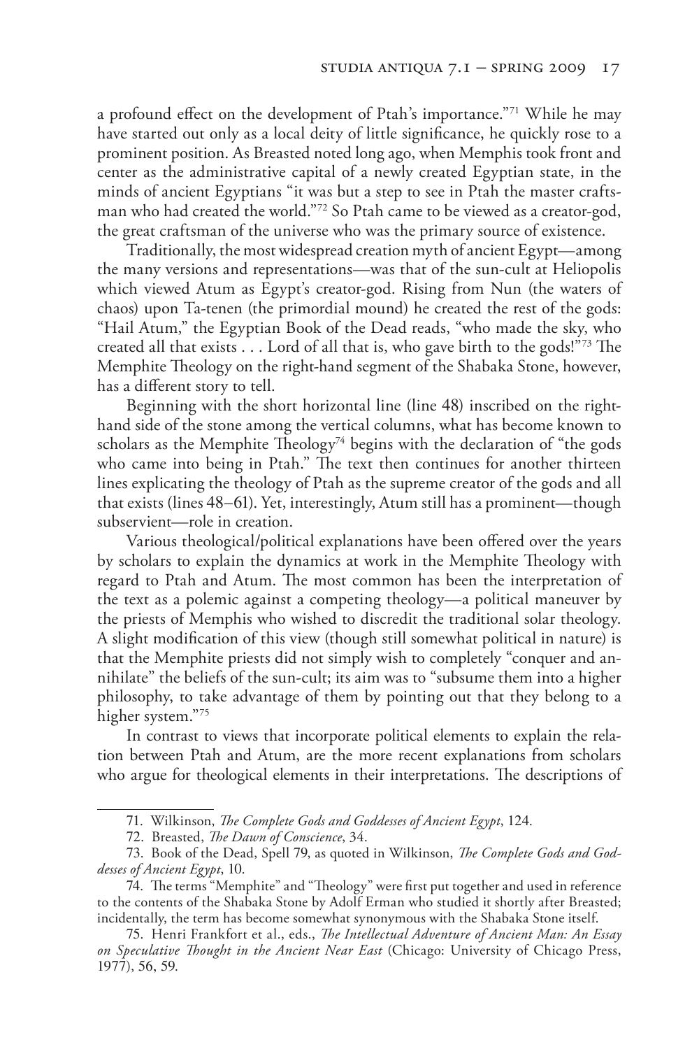a profound effect on the development of Ptah's importance."[71] While he may have started out only as a local deity of little significance, he quickly rose to a prominent position. As Breasted noted long ago, when Memphis took front and center as the administrative capital of a newly created Egyptian state, in the minds of ancient Egyptians "it was but a step to see in Ptah the master craftsman who had created the world."[72] So Ptah came to be viewed as a creator-god, the great craftsman of the universe who was the primary source of existence.

Traditionally, the most widespread creation myth of ancient Egypt—among the many versions and representations—was that of the sun-cult at Heliopolis which viewed Atum as Egypt's creator-god. Rising from Nun (the waters of chaos) upon Ta-tenen (the primordial mound) he created the rest of the gods: "Hail Atum," the Egyptian Book of the Dead reads, "who made the sky, who created all that exists . . . Lord of all that is, who gave birth to the gods!"[73] The Memphite Theology on the right-hand segment of the Shabaka Stone, however, has a different story to tell.

Beginning with the short horizontal line (line 48) inscribed on the right-hand side of the stone among the vertical columns, what has become known to scholars as the Memphite Theology[74] begins with the declaration of "the gods who came into being in Ptah." The text then continues for another thirteen lines explicating the theology of Ptah as the supreme creator of the gods and all that exists (lines 48–61). Yet, interestingly, Atum still has a prominent—though subservient—role in creation.

Various theological/political explanations have been offered over the years by scholars to explain the dynamics at work in the Memphite Theology with regard to Ptah and Atum. The most common has been the interpretation of the text as a polemic against a competing theology—a political maneuver by the priests of Memphis who wished to discredit the traditional solar theology. A slight modification of this view (though still somewhat political in nature) is that the Memphite priests did not simply wish to completely "conquer and annihilate" the beliefs of the sun-cult; its aim was to "subsume them into a higher philosophy, to take advantage of them by pointing out that they belong to a higher system."[75]

In contrast to views that incorporate political elements to explain the relation between Ptah and Atum, are the more recent explanations from scholars who argue for theological elements in their interpretations. The descriptions of

---

71. Wilkinson, *The Complete Gods and Goddesses of Ancient Egypt*, 124.

72. Breasted, *The Dawn of Conscience*, 34.

73. Book of the Dead, Spell 79, as quoted in Wilkinson, *The Complete Gods and Goddesses of Ancient Egypt*, 10.

74. The terms "Memphite" and "Theology" were first put together and used in reference to the contents of the Shabaka Stone by Adolf Erman who studied it shortly after Breasted; incidentally, the term has become somewhat synonymous with the Shabaka Stone itself.

75. Henri Frankfort et al., eds., *The Intellectual Adventure of Ancient Man: An Essay on Speculative Thought in the Ancient Near East* (Chicago: University of Chicago Press, 1977), 56, 59.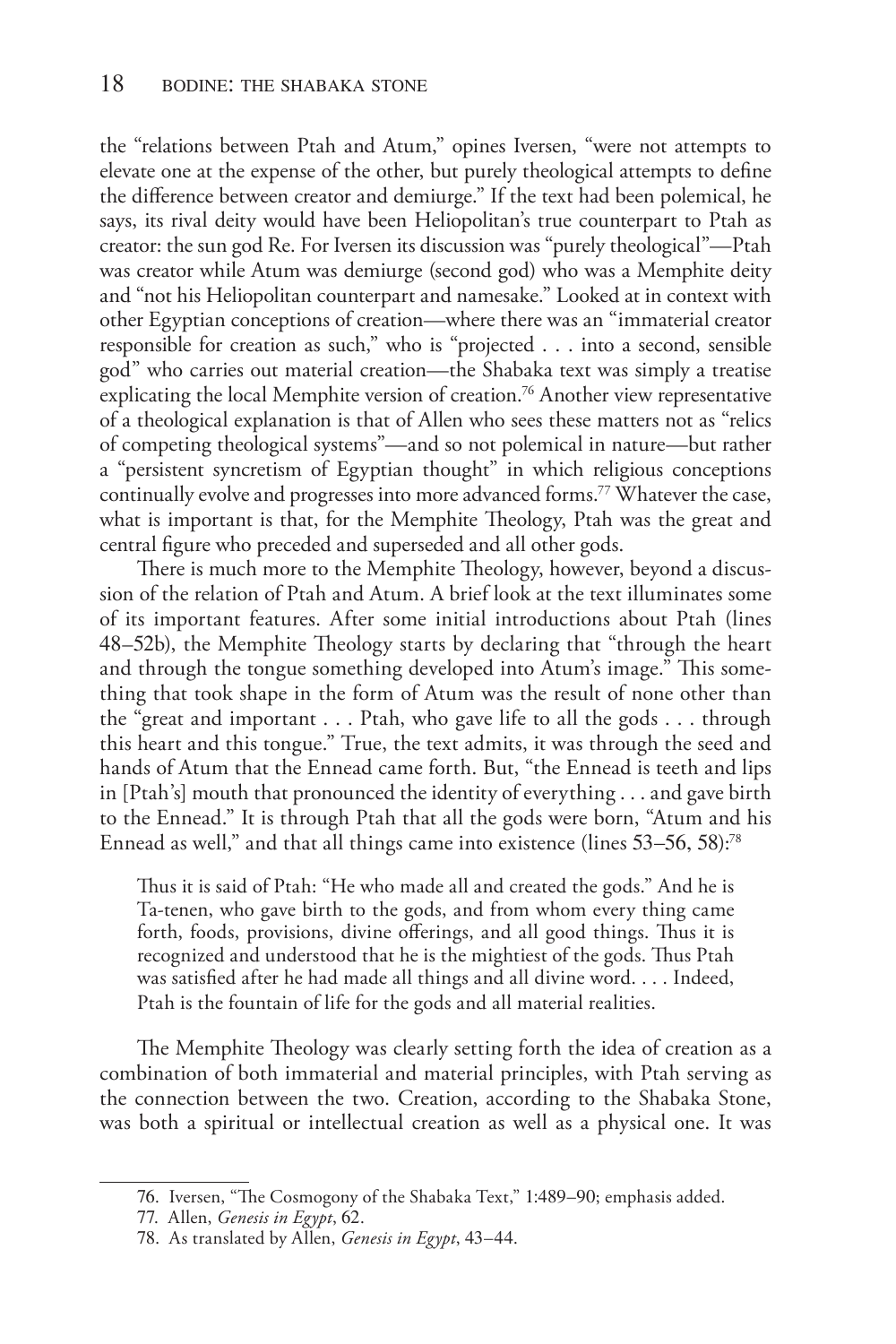the "relations between Ptah and Atum," opines Iversen, "were not attempts to elevate one at the expense of the other, but purely theological attempts to define the difference between creator and demiurge." If the text had been polemical, he says, its rival deity would have been Heliopolitan's true counterpart to Ptah as creator: the sun god Re. For Iversen its discussion was "purely theological"—Ptah was creator while Atum was demiurge (second god) who was a Memphite deity and "not his Heliopolitan counterpart and namesake." Looked at in context with other Egyptian conceptions of creation—where there was an "immaterial creator responsible for creation as such," who is "projected . . . into a second, sensible god" who carries out material creation—the Shabaka text was simply a treatise explicating the local Memphite version of creation.[76] Another view representative of a theological explanation is that of Allen who sees these matters not as "relics of competing theological systems"—and so not polemical in nature—but rather a "persistent syncretism of Egyptian thought" in which religious conceptions continually evolve and progresses into more advanced forms.[77] Whatever the case, what is important is that, for the Memphite Theology, Ptah was the great and central figure who preceded and superseded and all other gods.

There is much more to the Memphite Theology, however, beyond a discussion of the relation of Ptah and Atum. A brief look at the text illuminates some of its important features. After some initial introductions about Ptah (lines 48–52b), the Memphite Theology starts by declaring that "through the heart and through the tongue something developed into Atum's image." This something that took shape in the form of Atum was the result of none other than the "great and important . . . Ptah, who gave life to all the gods . . . through this heart and this tongue." True, the text admits, it was through the seed and hands of Atum that the Ennead came forth. But, "the Ennead is teeth and lips in [Ptah's] mouth that pronounced the identity of everything . . . and gave birth to the Ennead." It is through Ptah that all the gods were born, "Atum and his Ennead as well," and that all things came into existence (lines 53–56, 58):[78]

> Thus it is said of Ptah: "He who made all and created the gods." And he is Ta-tenen, who gave birth to the gods, and from whom every thing came forth, foods, provisions, divine offerings, and all good things. Thus it is recognized and understood that he is the mightiest of the gods. Thus Ptah was satisfied after he had made all things and all divine word. . . . Indeed, Ptah is the fountain of life for the gods and all material realities.

The Memphite Theology was clearly setting forth the idea of creation as a combination of both immaterial and material principles, with Ptah serving as the connection between the two. Creation, according to the Shabaka Stone, was both a spiritual or intellectual creation as well as a physical one. It was

---

76. Iversen, "The Cosmogony of the Shabaka Text," 1:489–90; emphasis added.

77. Allen, *Genesis in Egypt*, 62.

78. As translated by Allen, *Genesis in Egypt*, 43–44.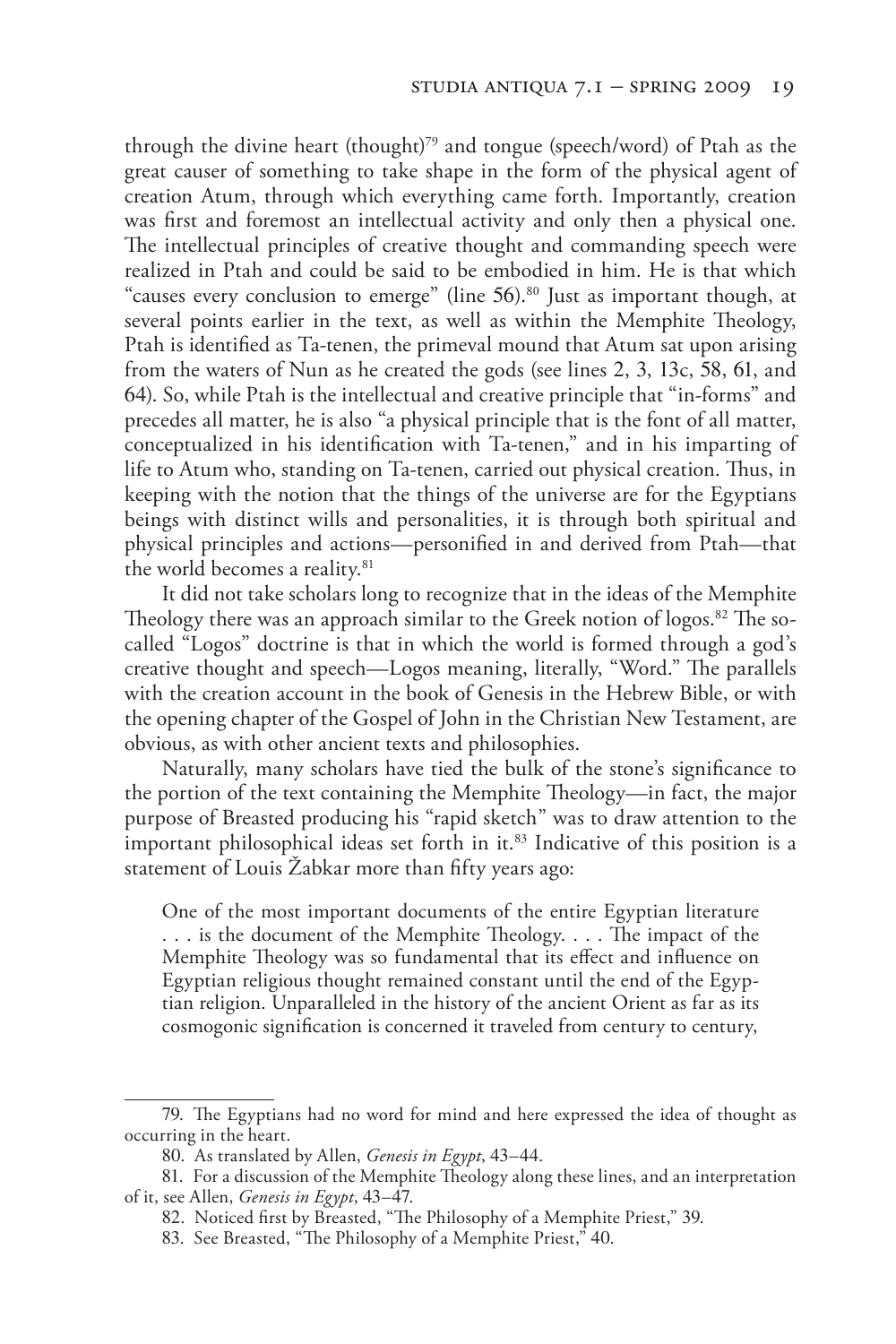through the divine heart (thought)[79] and tongue (speech/word) of Ptah as the great causer of something to take shape in the form of the physical agent of creation Atum, through which everything came forth. Importantly, creation was first and foremost an intellectual activity and only then a physical one. The intellectual principles of creative thought and commanding speech were realized in Ptah and could be said to be embodied in him. He is that which "causes every conclusion to emerge" (line 56).[80] Just as important though, at several points earlier in the text, as well as within the Memphite Theology, Ptah is identified as Ta-tenen, the primeval mound that Atum sat upon arising from the waters of Nun as he created the gods (see lines 2, 3, 13c, 58, 61, and 64). So, while Ptah is the intellectual and creative principle that "in-forms" and precedes all matter, he is also "a physical principle that is the font of all matter, conceptualized in his identification with Ta-tenen," and in his imparting of life to Atum who, standing on Ta-tenen, carried out physical creation. Thus, in keeping with the notion that the things of the universe are for the Egyptians beings with distinct wills and personalities, it is through both spiritual and physical principles and actions—personified in and derived from Ptah—that the world becomes a reality.[81]

It did not take scholars long to recognize that in the ideas of the Memphite Theology there was an approach similar to the Greek notion of logos.[82] The so-called "Logos" doctrine is that in which the world is formed through a god's creative thought and speech—Logos meaning, literally, "Word." The parallels with the creation account in the book of Genesis in the Hebrew Bible, or with the opening chapter of the Gospel of John in the Christian New Testament, are obvious, as with other ancient texts and philosophies.

Naturally, many scholars have tied the bulk of the stone's significance to the portion of the text containing the Memphite Theology—in fact, the major purpose of Breasted producing his "rapid sketch" was to draw attention to the important philosophical ideas set forth in it.[83] Indicative of this position is a statement of Louis Žabkar more than fifty years ago:

> One of the most important documents of the entire Egyptian literature . . . is the document of the Memphite Theology. . . . The impact of the Memphite Theology was so fundamental that its effect and influence on Egyptian religious thought remained constant until the end of the Egyptian religion. Unparalleled in the history of the ancient Orient as far as its cosmogonic signification is concerned it traveled from century to century,

---

79. The Egyptians had no word for mind and here expressed the idea of thought as occurring in the heart.

80. As translated by Allen, *Genesis in Egypt*, 43–44.

81. For a discussion of the Memphite Theology along these lines, and an interpretation of it, see Allen, *Genesis in Egypt*, 43–47.

82. Noticed first by Breasted, "The Philosophy of a Memphite Priest," 39.

83. See Breasted, "The Philosophy of a Memphite Priest," 40.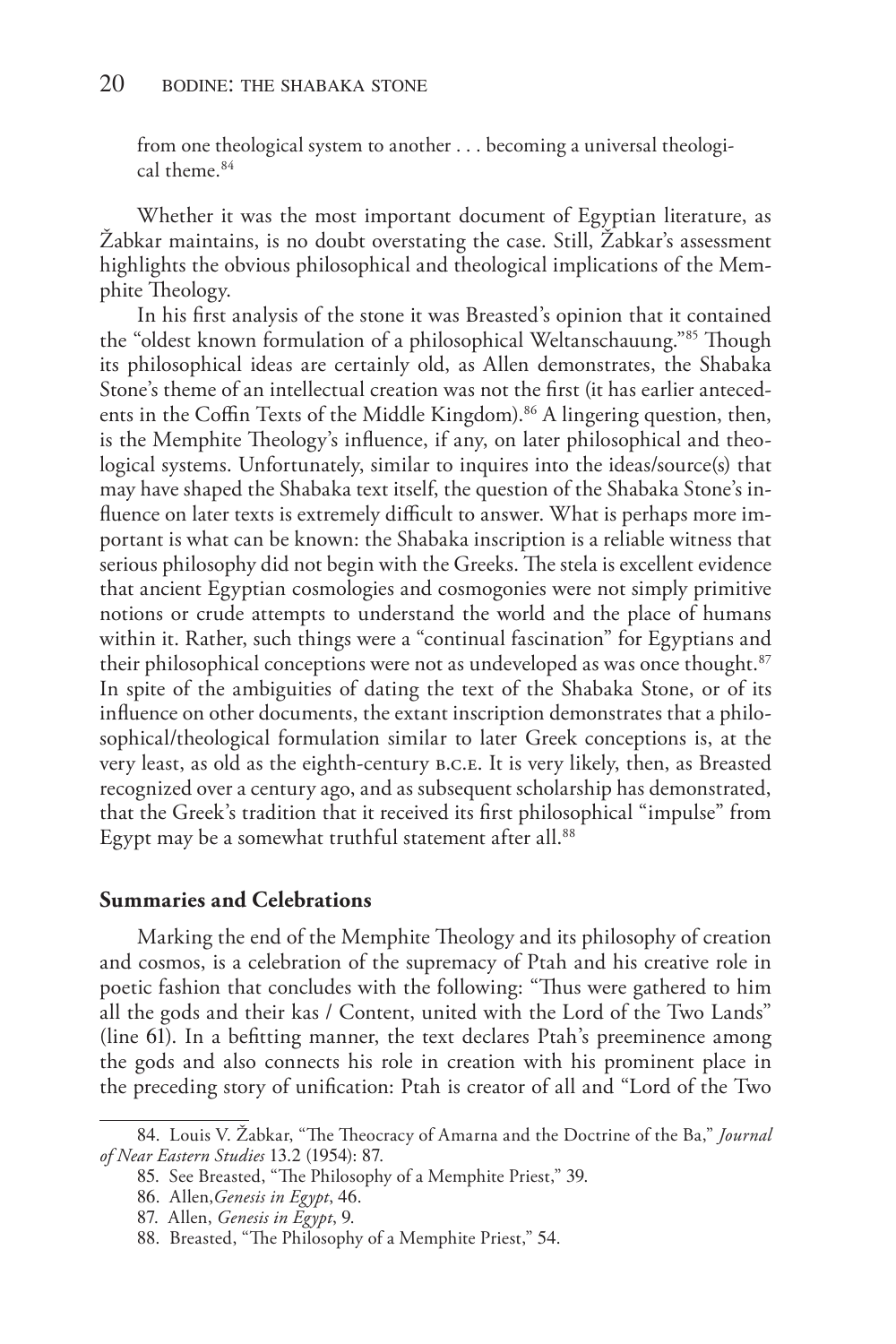from one theological system to another . . . becoming a universal theological theme.[84]

Whether it was the most important document of Egyptian literature, as Žabkar maintains, is no doubt overstating the case. Still, Žabkar's assessment highlights the obvious philosophical and theological implications of the Memphite Theology.

In his first analysis of the stone it was Breasted's opinion that it contained the "oldest known formulation of a philosophical Weltanschauung."[85] Though its philosophical ideas are certainly old, as Allen demonstrates, the Shabaka Stone's theme of an intellectual creation was not the first (it has earlier antecedents in the Coffin Texts of the Middle Kingdom).[86] A lingering question, then, is the Memphite Theology's influence, if any, on later philosophical and theological systems. Unfortunately, similar to inquires into the ideas/source(s) that may have shaped the Shabaka text itself, the question of the Shabaka Stone's influence on later texts is extremely difficult to answer. What is perhaps more important is what can be known: the Shabaka inscription is a reliable witness that serious philosophy did not begin with the Greeks. The stela is excellent evidence that ancient Egyptian cosmologies and cosmogonies were not simply primitive notions or crude attempts to understand the world and the place of humans within it. Rather, such things were a "continual fascination" for Egyptians and their philosophical conceptions were not as undeveloped as was once thought.[87] In spite of the ambiguities of dating the text of the Shabaka Stone, or of its influence on other documents, the extant inscription demonstrates that a philosophical/theological formulation similar to later Greek conceptions is, at the very least, as old as the eighth-century B.C.E. It is very likely, then, as Breasted recognized over a century ago, and as subsequent scholarship has demonstrated, that the Greek's tradition that it received its first philosophical "impulse" from Egypt may be a somewhat truthful statement after all.[88]

### Summaries and Celebrations

Marking the end of the Memphite Theology and its philosophy of creation and cosmos, is a celebration of the supremacy of Ptah and his creative role in poetic fashion that concludes with the following: "Thus were gathered to him all the gods and their kas / Content, united with the Lord of the Two Lands" (line 61). In a befitting manner, the text declares Ptah's preeminence among the gods and also connects his role in creation with his prominent place in the preceding story of unification: Ptah is creator of all and "Lord of the Two

84. Louis V. Žabkar, "The Theocracy of Amarna and the Doctrine of the Ba," *Journal of Near Eastern Studies* 13.2 (1954): 87.

85. See Breasted, "The Philosophy of a Memphite Priest," 39.

86. Allen, *Genesis in Egypt*, 46.

87. Allen, *Genesis in Egypt*, 9.

88. Breasted, "The Philosophy of a Memphite Priest," 54.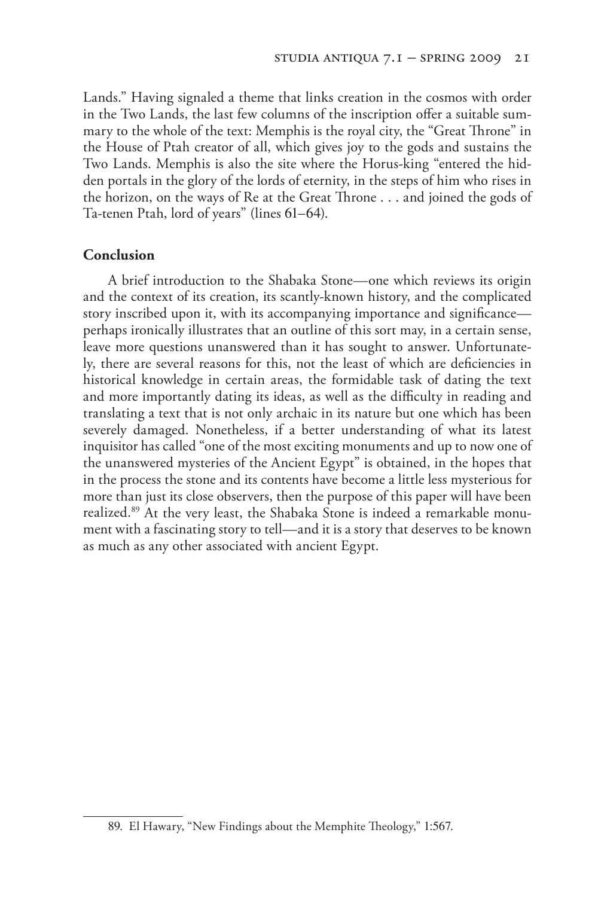Lands." Having signaled a theme that links creation in the cosmos with order in the Two Lands, the last few columns of the inscription offer a suitable summary to the whole of the text: Memphis is the royal city, the "Great Throne" in the House of Ptah creator of all, which gives joy to the gods and sustains the Two Lands. Memphis is also the site where the Horus-king "entered the hidden portals in the glory of the lords of eternity, in the steps of him who rises in the horizon, on the ways of Re at the Great Throne . . . and joined the gods of Ta-tenen Ptah, lord of years" (lines 61–64).

## Conclusion

A brief introduction to the Shabaka Stone—one which reviews its origin and the context of its creation, its scantly-known history, and the complicated story inscribed upon it, with its accompanying importance and significance—perhaps ironically illustrates that an outline of this sort may, in a certain sense, leave more questions unanswered than it has sought to answer. Unfortunately, there are several reasons for this, not the least of which are deficiencies in historical knowledge in certain areas, the formidable task of dating the text and more importantly dating its ideas, as well as the difficulty in reading and translating a text that is not only archaic in its nature but one which has been severely damaged. Nonetheless, if a better understanding of what its latest inquisitor has called "one of the most exciting monuments and up to now one of the unanswered mysteries of the Ancient Egypt" is obtained, in the hopes that in the process the stone and its contents have become a little less mysterious for more than just its close observers, then the purpose of this paper will have been realized.[89] At the very least, the Shabaka Stone is indeed a remarkable monument with a fascinating story to tell—and it is a story that deserves to be known as much as any other associated with ancient Egypt.

89. El Hawary, "New Findings about the Memphite Theology," 1:567.